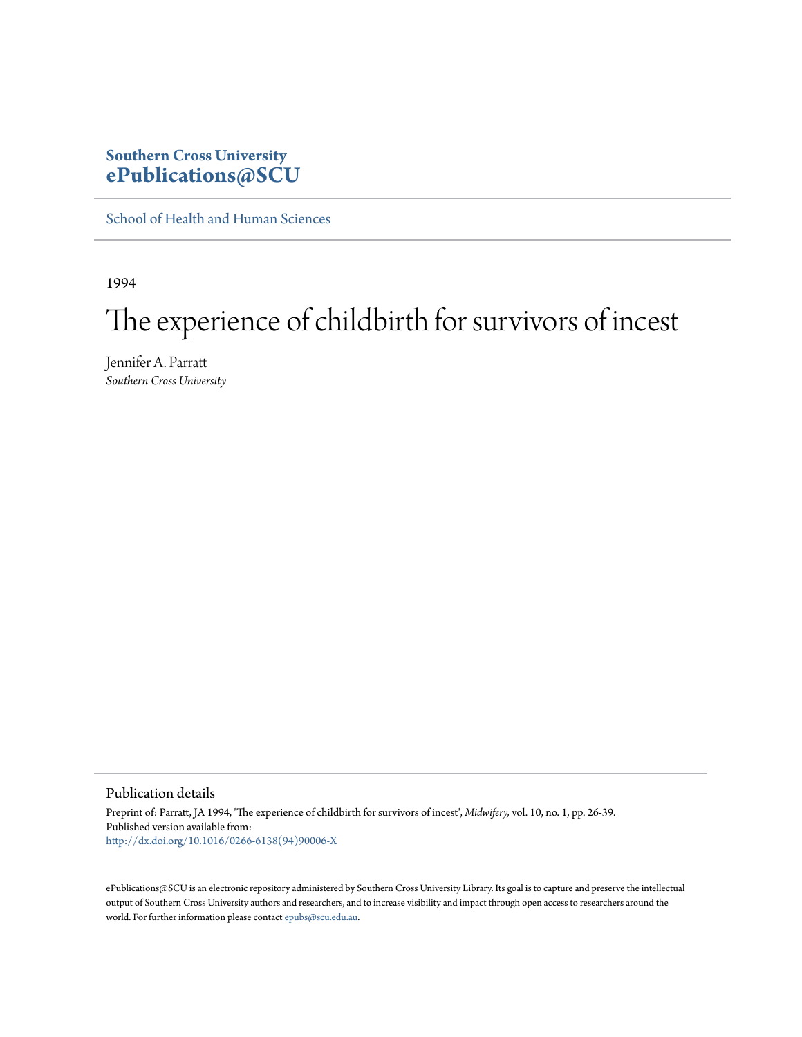**Southern Cross University**
**ePublications@SCU**

School of Health and Human Sciences

1994

# The experience of childbirth for survivors of incest

Jennifer A. Parratt
*Southern Cross University*

## Publication details

Preprint of: Parratt, JA 1994, 'The experience of childbirth for survivors of incest', *Midwifery,* vol. 10, no. 1, pp. 26-39.
Published version available from:
http://dx.doi.org/10.1016/0266-6138(94)90006-X

ePublications@SCU is an electronic repository administered by Southern Cross University Library. Its goal is to capture and preserve the intellectual output of Southern Cross University authors and researchers, and to increase visibility and impact through open access to researchers around the world. For further information please contact epubs@scu.edu.au.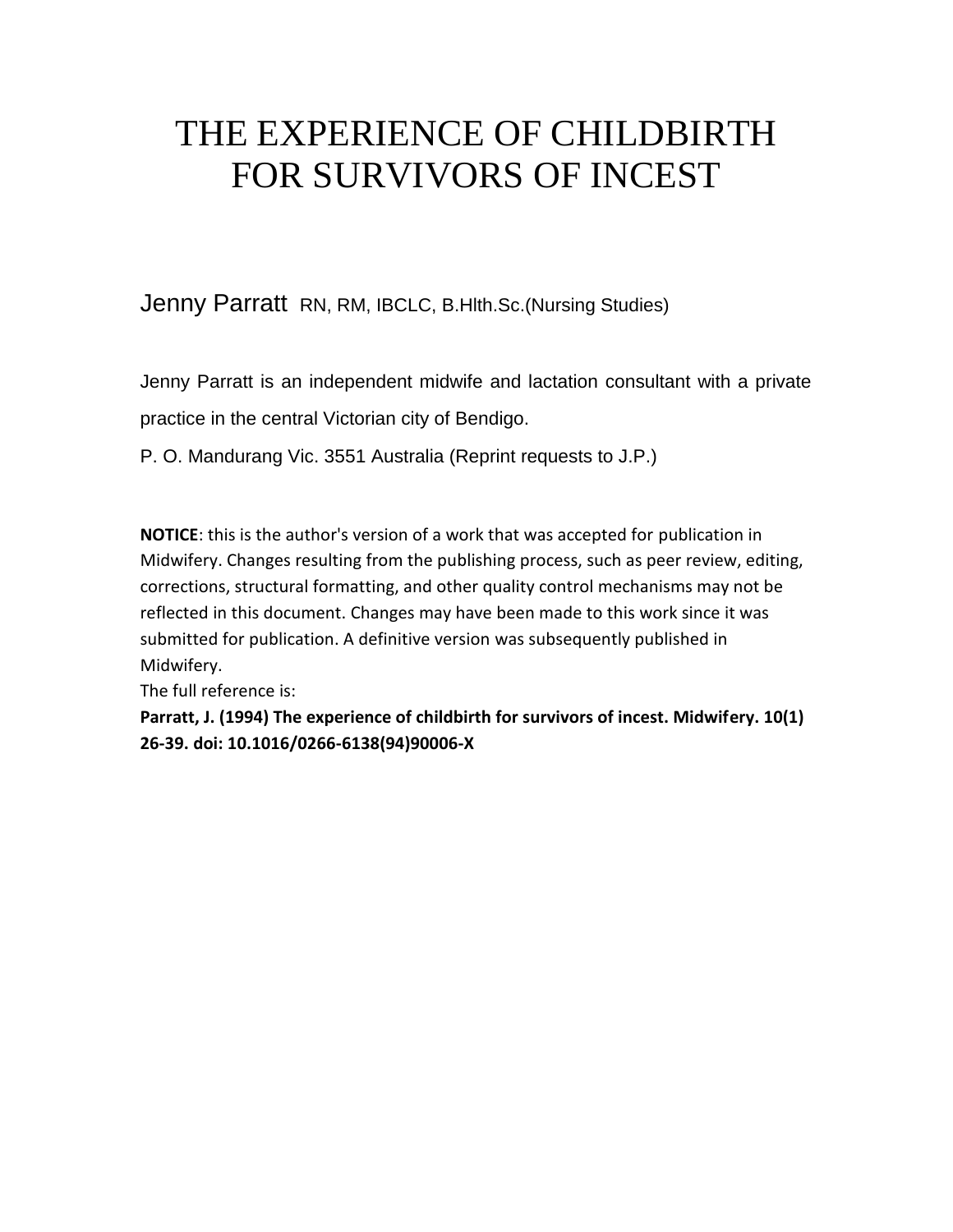# THE EXPERIENCE OF CHILDBIRTH FOR SURVIVORS OF INCEST

Jenny Parratt RN, RM, IBCLC, B.Hlth.Sc.(Nursing Studies)

Jenny Parratt is an independent midwife and lactation consultant with a private practice in the central Victorian city of Bendigo.

P. O. Mandurang Vic. 3551 Australia (Reprint requests to J.P.)

**NOTICE**: this is the author's version of a work that was accepted for publication in Midwifery. Changes resulting from the publishing process, such as peer review, editing, corrections, structural formatting, and other quality control mechanisms may not be reflected in this document. Changes may have been made to this work since it was submitted for publication. A definitive version was subsequently published in Midwifery.

The full reference is:

**Parratt, J. (1994) The experience of childbirth for survivors of incest. Midwifery. 10(1) 26-39. doi: 10.1016/0266-6138(94)90006-X**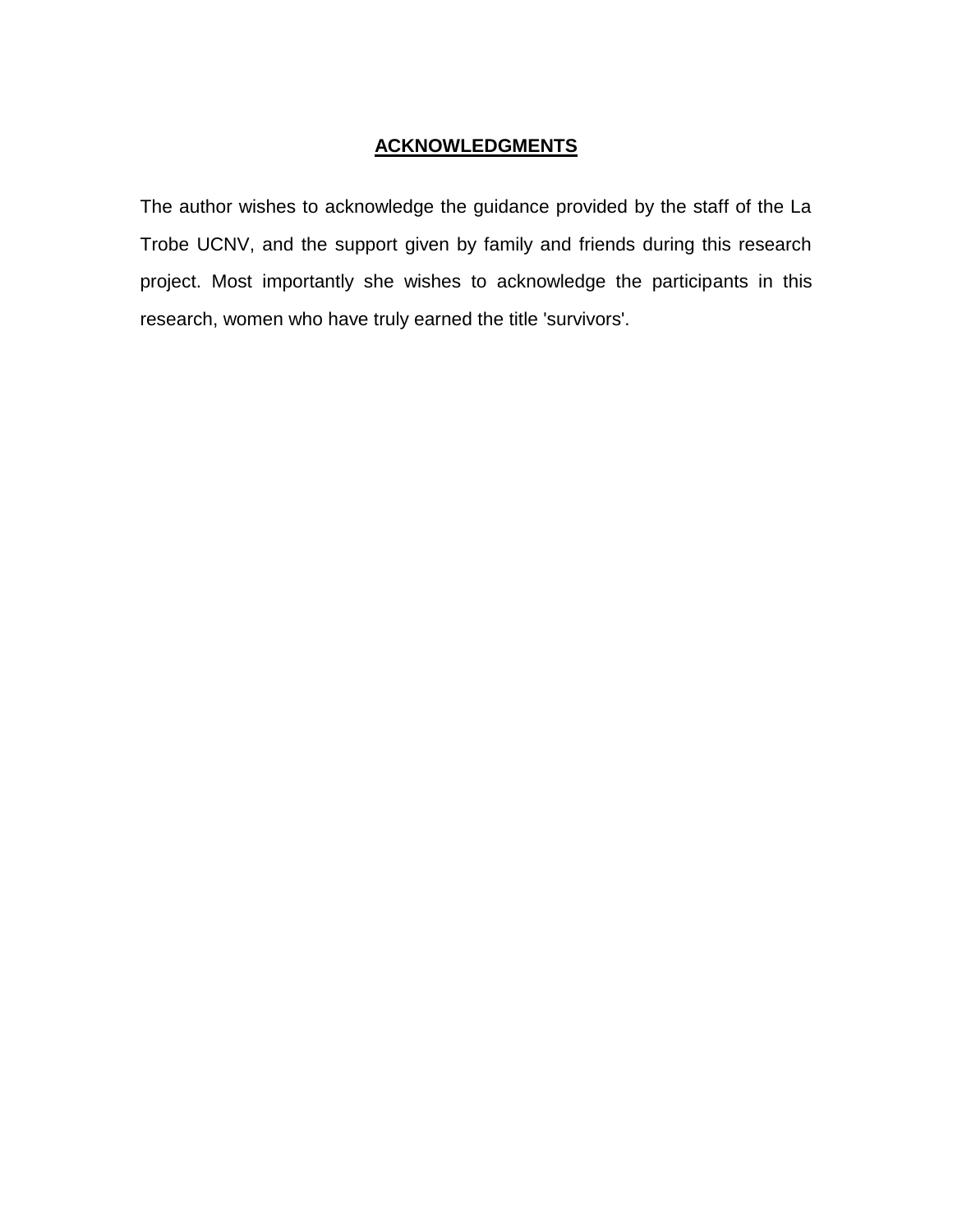## ACKNOWLEDGMENTS

The author wishes to acknowledge the guidance provided by the staff of the La Trobe UCNV, and the support given by family and friends during this research project. Most importantly she wishes to acknowledge the participants in this research, women who have truly earned the title 'survivors'.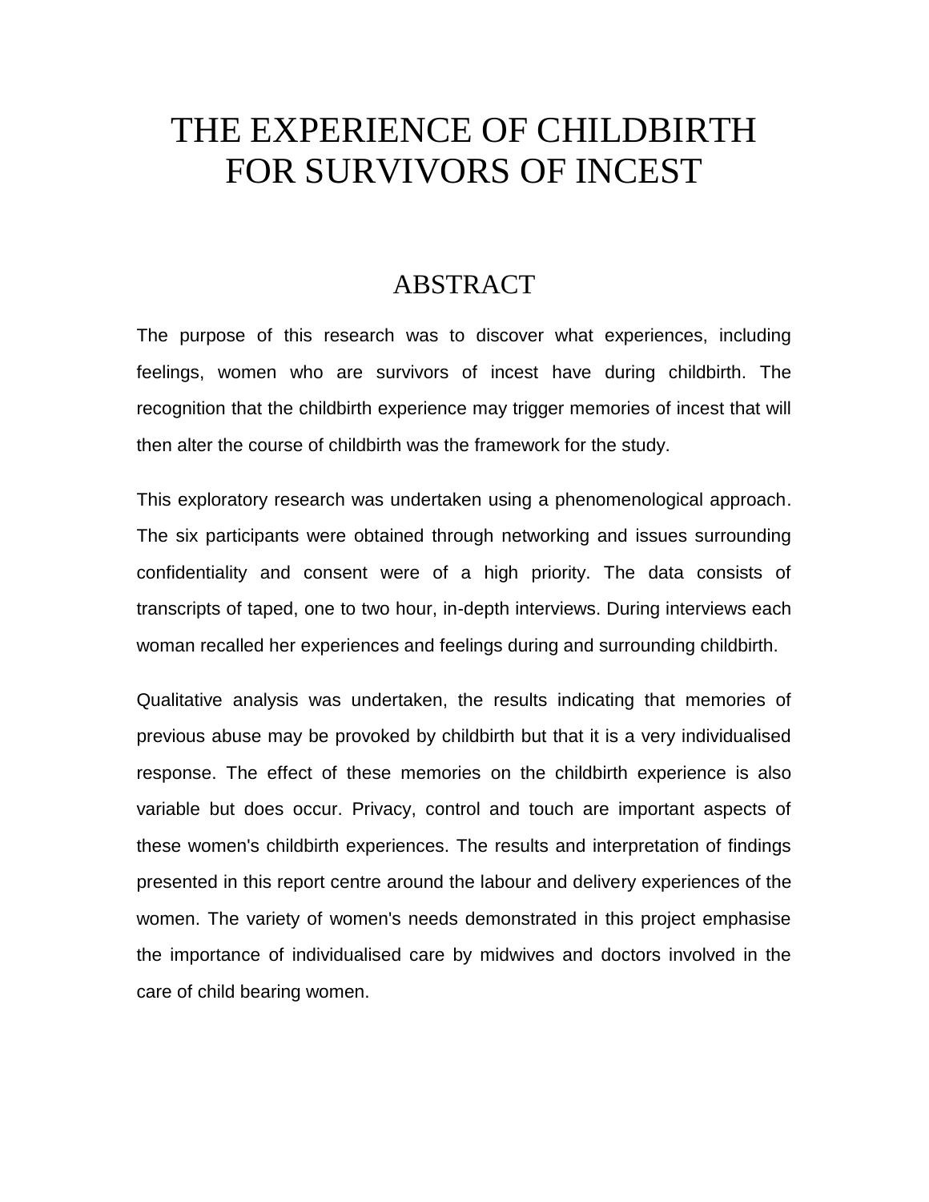# THE EXPERIENCE OF CHILDBIRTH FOR SURVIVORS OF INCEST

## ABSTRACT

The purpose of this research was to discover what experiences, including feelings, women who are survivors of incest have during childbirth. The recognition that the childbirth experience may trigger memories of incest that will then alter the course of childbirth was the framework for the study.

This exploratory research was undertaken using a phenomenological approach. The six participants were obtained through networking and issues surrounding confidentiality and consent were of a high priority. The data consists of transcripts of taped, one to two hour, in-depth interviews. During interviews each woman recalled her experiences and feelings during and surrounding childbirth.

Qualitative analysis was undertaken, the results indicating that memories of previous abuse may be provoked by childbirth but that it is a very individualised response. The effect of these memories on the childbirth experience is also variable but does occur. Privacy, control and touch are important aspects of these women's childbirth experiences. The results and interpretation of findings presented in this report centre around the labour and delivery experiences of the women. The variety of women's needs demonstrated in this project emphasise the importance of individualised care by midwives and doctors involved in the care of child bearing women.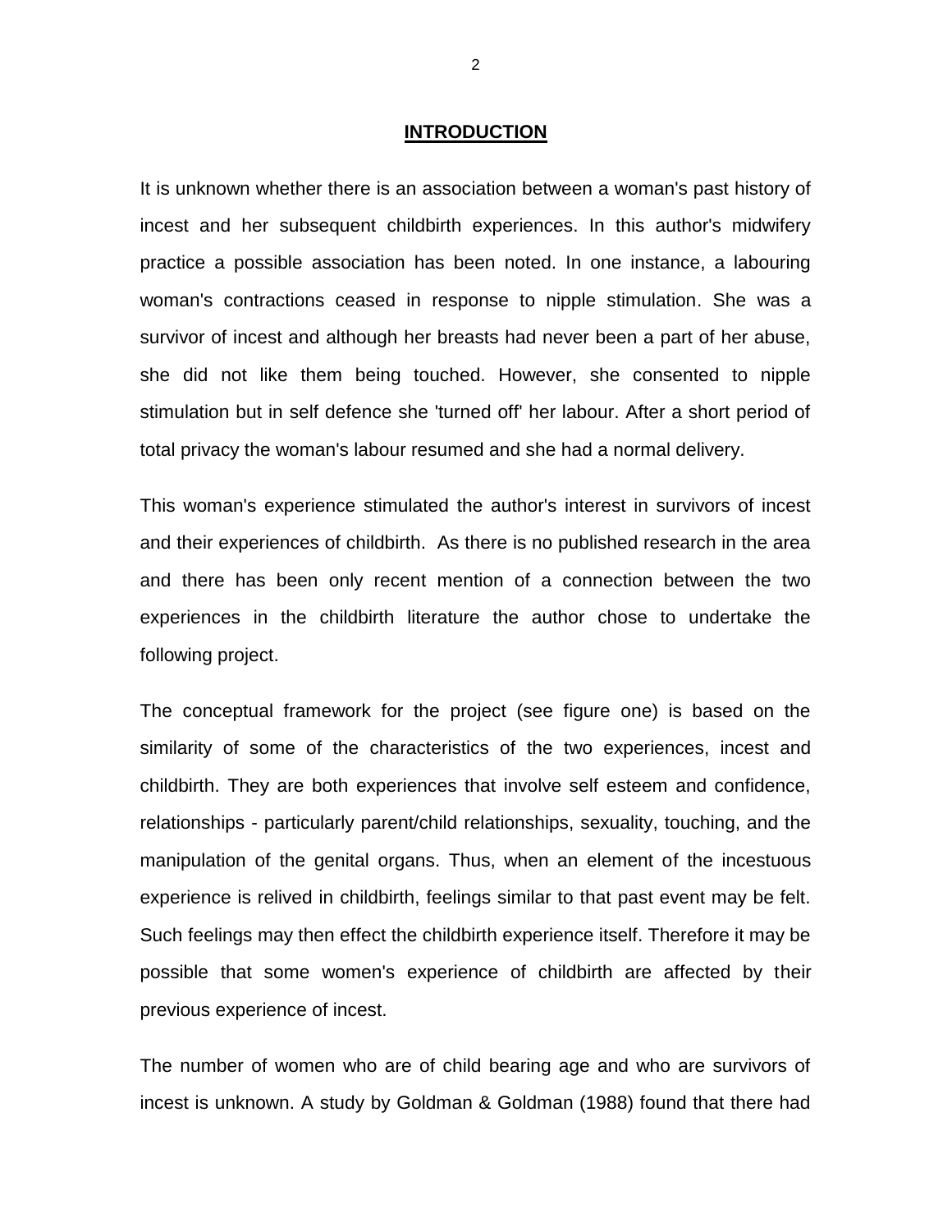# INTRODUCTION

It is unknown whether there is an association between a woman's past history of incest and her subsequent childbirth experiences. In this author's midwifery practice a possible association has been noted. In one instance, a labouring woman's contractions ceased in response to nipple stimulation. She was a survivor of incest and although her breasts had never been a part of her abuse, she did not like them being touched. However, she consented to nipple stimulation but in self defence she 'turned off' her labour. After a short period of total privacy the woman's labour resumed and she had a normal delivery.

This woman's experience stimulated the author's interest in survivors of incest and their experiences of childbirth. As there is no published research in the area and there has been only recent mention of a connection between the two experiences in the childbirth literature the author chose to undertake the following project.

The conceptual framework for the project (see figure one) is based on the similarity of some of the characteristics of the two experiences, incest and childbirth. They are both experiences that involve self esteem and confidence, relationships - particularly parent/child relationships, sexuality, touching, and the manipulation of the genital organs. Thus, when an element of the incestuous experience is relived in childbirth, feelings similar to that past event may be felt. Such feelings may then effect the childbirth experience itself. Therefore it may be possible that some women's experience of childbirth are affected by their previous experience of incest.

The number of women who are of child bearing age and who are survivors of incest is unknown. A study by Goldman & Goldman (1988) found that there had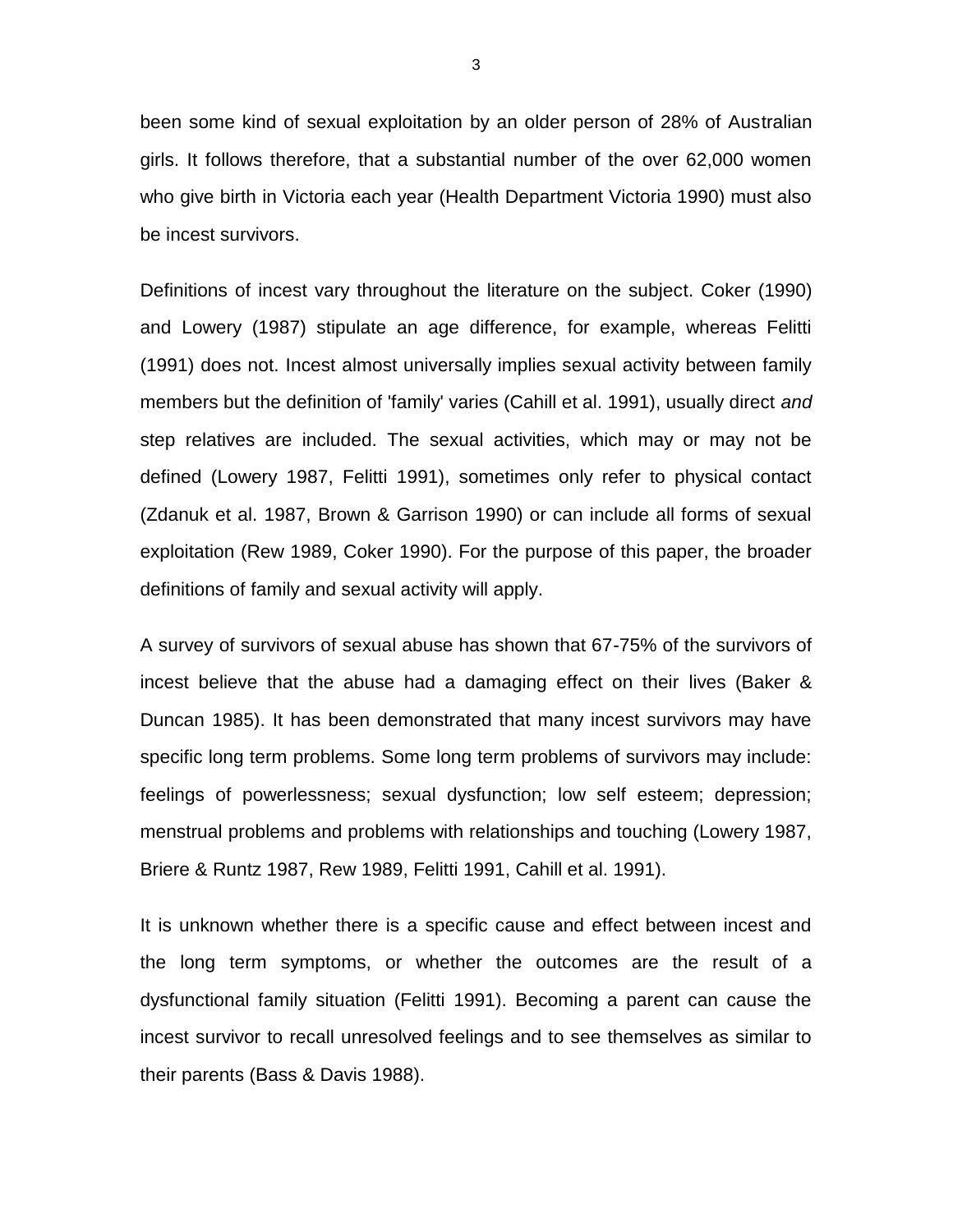been some kind of sexual exploitation by an older person of 28% of Australian girls. It follows therefore, that a substantial number of the over 62,000 women who give birth in Victoria each year (Health Department Victoria 1990) must also be incest survivors.

Definitions of incest vary throughout the literature on the subject. Coker (1990) and Lowery (1987) stipulate an age difference, for example, whereas Felitti (1991) does not. Incest almost universally implies sexual activity between family members but the definition of 'family' varies (Cahill et al. 1991), usually direct *and* step relatives are included. The sexual activities, which may or may not be defined (Lowery 1987, Felitti 1991), sometimes only refer to physical contact (Zdanuk et al. 1987, Brown & Garrison 1990) or can include all forms of sexual exploitation (Rew 1989, Coker 1990). For the purpose of this paper, the broader definitions of family and sexual activity will apply.

A survey of survivors of sexual abuse has shown that 67-75% of the survivors of incest believe that the abuse had a damaging effect on their lives (Baker & Duncan 1985). It has been demonstrated that many incest survivors may have specific long term problems. Some long term problems of survivors may include: feelings of powerlessness; sexual dysfunction; low self esteem; depression; menstrual problems and problems with relationships and touching (Lowery 1987, Briere & Runtz 1987, Rew 1989, Felitti 1991, Cahill et al. 1991).

It is unknown whether there is a specific cause and effect between incest and the long term symptoms, or whether the outcomes are the result of a dysfunctional family situation (Felitti 1991). Becoming a parent can cause the incest survivor to recall unresolved feelings and to see themselves as similar to their parents (Bass & Davis 1988).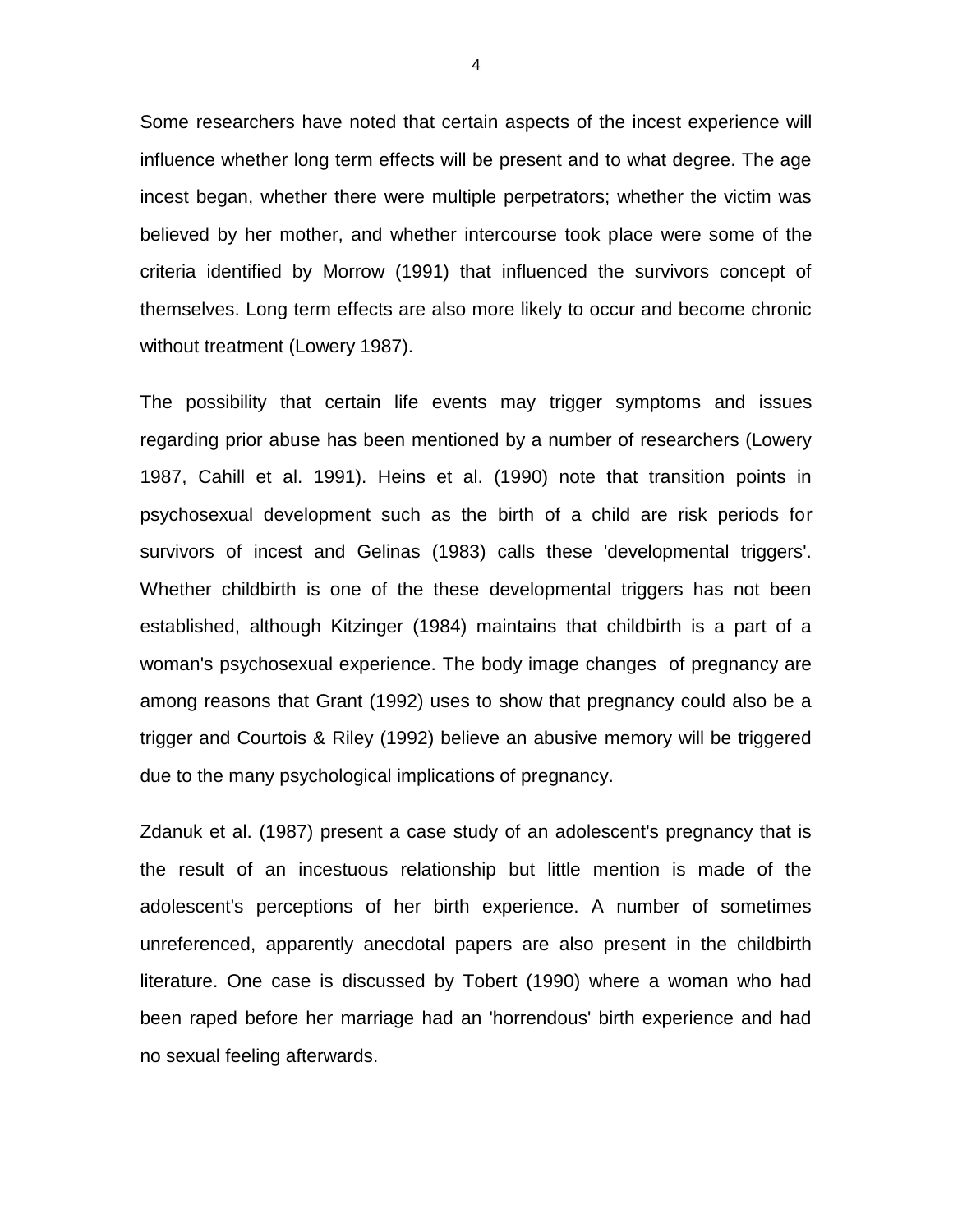Some researchers have noted that certain aspects of the incest experience will influence whether long term effects will be present and to what degree. The age incest began, whether there were multiple perpetrators; whether the victim was believed by her mother, and whether intercourse took place were some of the criteria identified by Morrow (1991) that influenced the survivors concept of themselves. Long term effects are also more likely to occur and become chronic without treatment (Lowery 1987).

The possibility that certain life events may trigger symptoms and issues regarding prior abuse has been mentioned by a number of researchers (Lowery 1987, Cahill et al. 1991). Heins et al. (1990) note that transition points in psychosexual development such as the birth of a child are risk periods for survivors of incest and Gelinas (1983) calls these 'developmental triggers'. Whether childbirth is one of the these developmental triggers has not been established, although Kitzinger (1984) maintains that childbirth is a part of a woman's psychosexual experience. The body image changes of pregnancy are among reasons that Grant (1992) uses to show that pregnancy could also be a trigger and Courtois & Riley (1992) believe an abusive memory will be triggered due to the many psychological implications of pregnancy.

Zdanuk et al. (1987) present a case study of an adolescent's pregnancy that is the result of an incestuous relationship but little mention is made of the adolescent's perceptions of her birth experience. A number of sometimes unreferenced, apparently anecdotal papers are also present in the childbirth literature. One case is discussed by Tobert (1990) where a woman who had been raped before her marriage had an 'horrendous' birth experience and had no sexual feeling afterwards.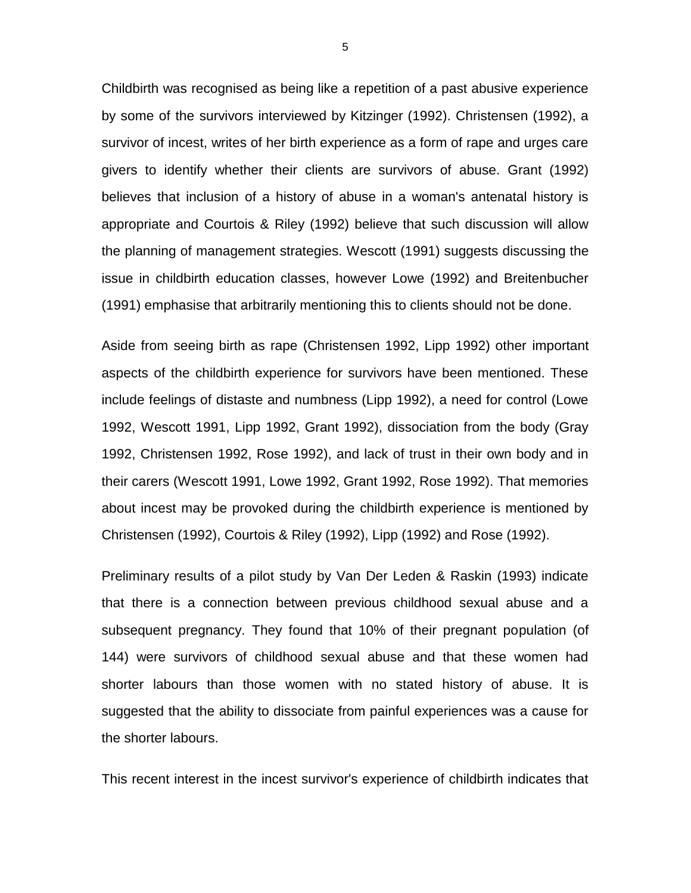Childbirth was recognised as being like a repetition of a past abusive experience by some of the survivors interviewed by Kitzinger (1992). Christensen (1992), a survivor of incest, writes of her birth experience as a form of rape and urges care givers to identify whether their clients are survivors of abuse. Grant (1992) believes that inclusion of a history of abuse in a woman's antenatal history is appropriate and Courtois & Riley (1992) believe that such discussion will allow the planning of management strategies. Wescott (1991) suggests discussing the issue in childbirth education classes, however Lowe (1992) and Breitenbucher (1991) emphasise that arbitrarily mentioning this to clients should not be done.

Aside from seeing birth as rape (Christensen 1992, Lipp 1992) other important aspects of the childbirth experience for survivors have been mentioned. These include feelings of distaste and numbness (Lipp 1992), a need for control (Lowe 1992, Wescott 1991, Lipp 1992, Grant 1992), dissociation from the body (Gray 1992, Christensen 1992, Rose 1992), and lack of trust in their own body and in their carers (Wescott 1991, Lowe 1992, Grant 1992, Rose 1992). That memories about incest may be provoked during the childbirth experience is mentioned by Christensen (1992), Courtois & Riley (1992), Lipp (1992) and Rose (1992).

Preliminary results of a pilot study by Van Der Leden & Raskin (1993) indicate that there is a connection between previous childhood sexual abuse and a subsequent pregnancy. They found that 10% of their pregnant population (of 144) were survivors of childhood sexual abuse and that these women had shorter labours than those women with no stated history of abuse. It is suggested that the ability to dissociate from painful experiences was a cause for the shorter labours.

This recent interest in the incest survivor's experience of childbirth indicates that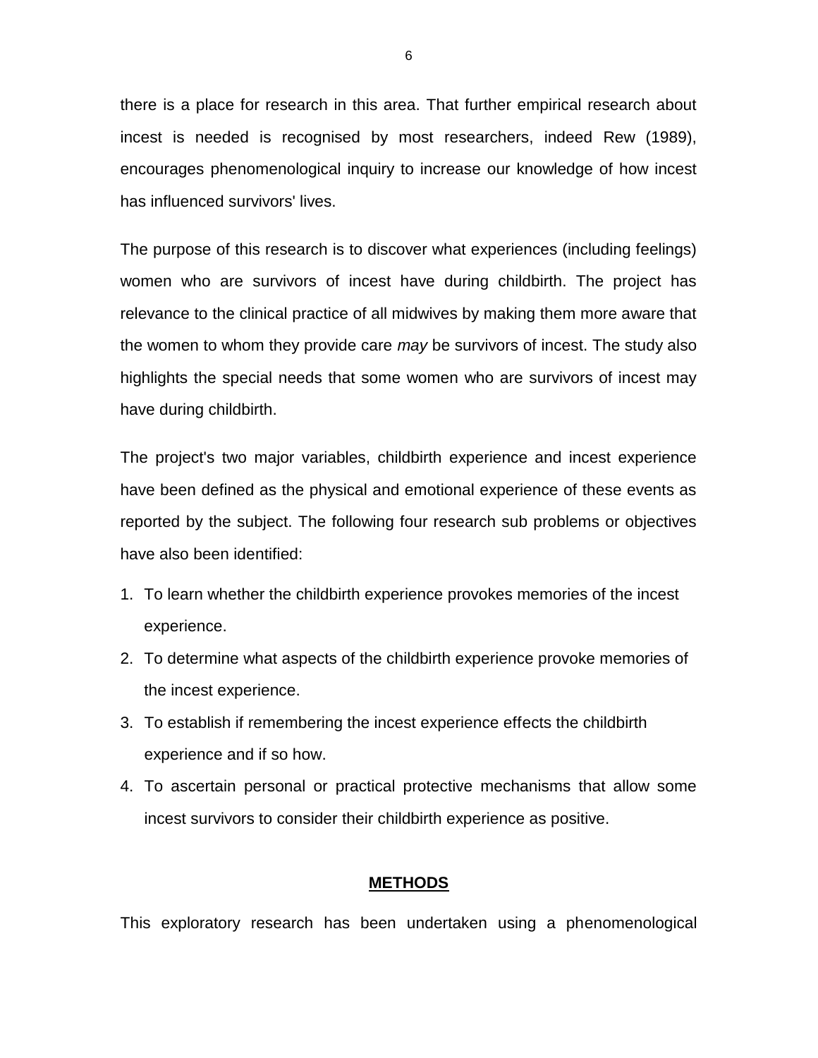there is a place for research in this area. That further empirical research about incest is needed is recognised by most researchers, indeed Rew (1989), encourages phenomenological inquiry to increase our knowledge of how incest has influenced survivors' lives.

The purpose of this research is to discover what experiences (including feelings) women who are survivors of incest have during childbirth. The project has relevance to the clinical practice of all midwives by making them more aware that the women to whom they provide care *may* be survivors of incest. The study also highlights the special needs that some women who are survivors of incest may have during childbirth.

The project's two major variables, childbirth experience and incest experience have been defined as the physical and emotional experience of these events as reported by the subject. The following four research sub problems or objectives have also been identified:

1. To learn whether the childbirth experience provokes memories of the incest experience.
2. To determine what aspects of the childbirth experience provoke memories of the incest experience.
3. To establish if remembering the incest experience effects the childbirth experience and if so how.
4. To ascertain personal or practical protective mechanisms that allow some incest survivors to consider their childbirth experience as positive.

## **METHODS**

This exploratory research has been undertaken using a phenomenological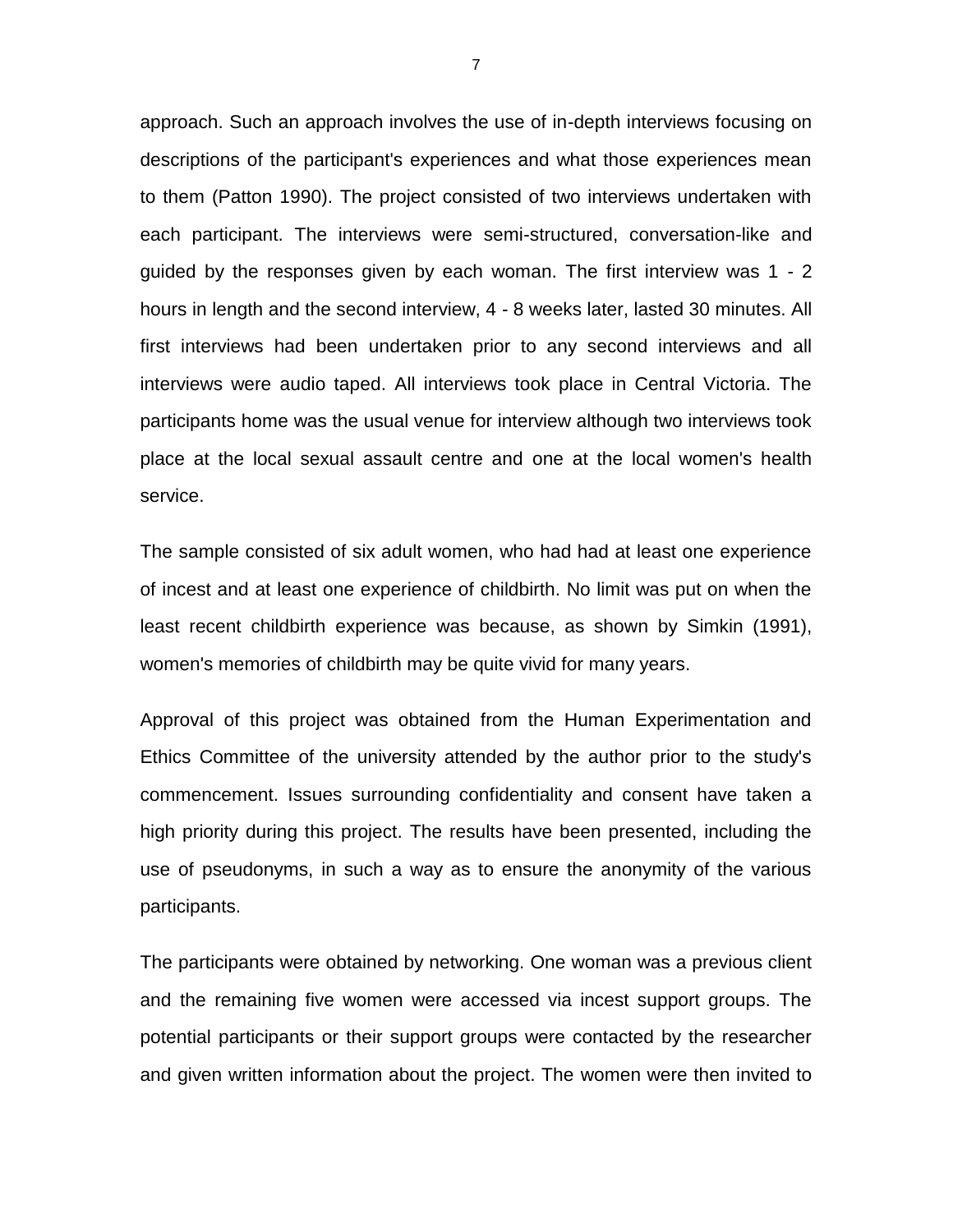approach. Such an approach involves the use of in-depth interviews focusing on descriptions of the participant's experiences and what those experiences mean to them (Patton 1990). The project consisted of two interviews undertaken with each participant. The interviews were semi-structured, conversation-like and guided by the responses given by each woman. The first interview was 1 - 2 hours in length and the second interview, 4 - 8 weeks later, lasted 30 minutes. All first interviews had been undertaken prior to any second interviews and all interviews were audio taped. All interviews took place in Central Victoria. The participants home was the usual venue for interview although two interviews took place at the local sexual assault centre and one at the local women's health service.

The sample consisted of six adult women, who had had at least one experience of incest and at least one experience of childbirth. No limit was put on when the least recent childbirth experience was because, as shown by Simkin (1991), women's memories of childbirth may be quite vivid for many years.

Approval of this project was obtained from the Human Experimentation and Ethics Committee of the university attended by the author prior to the study's commencement. Issues surrounding confidentiality and consent have taken a high priority during this project. The results have been presented, including the use of pseudonyms, in such a way as to ensure the anonymity of the various participants.

The participants were obtained by networking. One woman was a previous client and the remaining five women were accessed via incest support groups. The potential participants or their support groups were contacted by the researcher and given written information about the project. The women were then invited to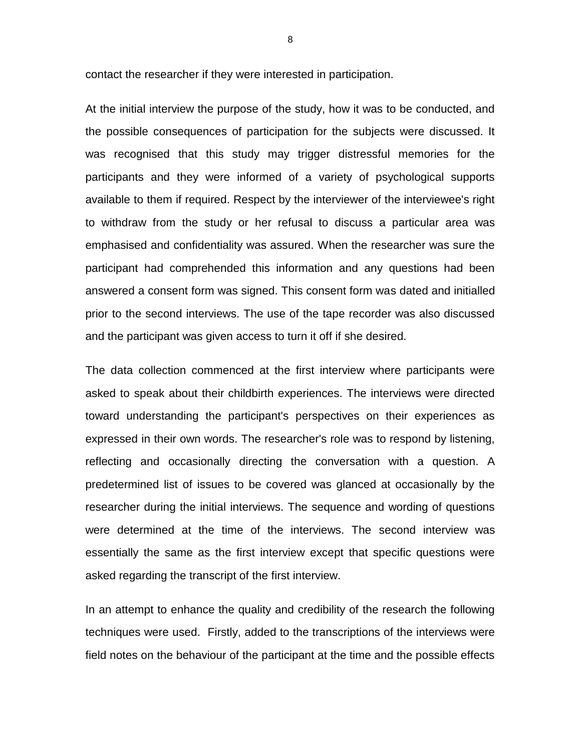contact the researcher if they were interested in participation.

At the initial interview the purpose of the study, how it was to be conducted, and the possible consequences of participation for the subjects were discussed. It was recognised that this study may trigger distressful memories for the participants and they were informed of a variety of psychological supports available to them if required. Respect by the interviewer of the interviewee's right to withdraw from the study or her refusal to discuss a particular area was emphasised and confidentiality was assured. When the researcher was sure the participant had comprehended this information and any questions had been answered a consent form was signed. This consent form was dated and initialled prior to the second interviews. The use of the tape recorder was also discussed and the participant was given access to turn it off if she desired.

The data collection commenced at the first interview where participants were asked to speak about their childbirth experiences. The interviews were directed toward understanding the participant's perspectives on their experiences as expressed in their own words. The researcher's role was to respond by listening, reflecting and occasionally directing the conversation with a question. A predetermined list of issues to be covered was glanced at occasionally by the researcher during the initial interviews. The sequence and wording of questions were determined at the time of the interviews. The second interview was essentially the same as the first interview except that specific questions were asked regarding the transcript of the first interview.

In an attempt to enhance the quality and credibility of the research the following techniques were used. Firstly, added to the transcriptions of the interviews were field notes on the behaviour of the participant at the time and the possible effects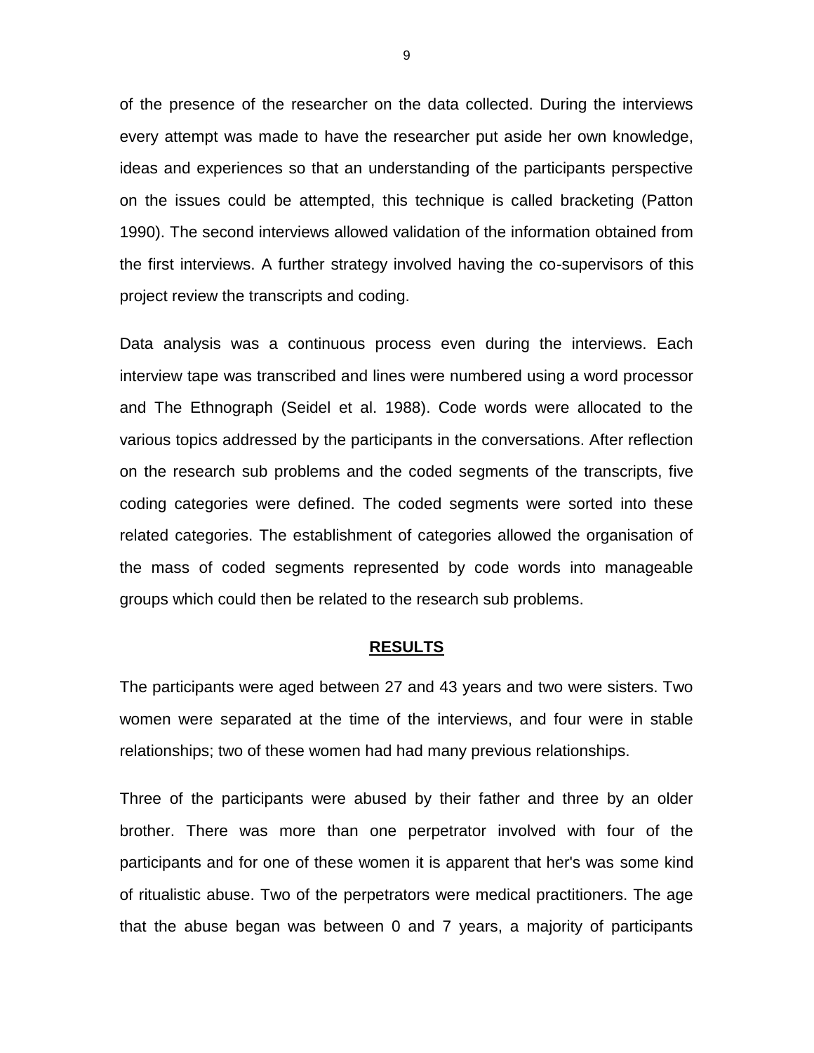of the presence of the researcher on the data collected. During the interviews every attempt was made to have the researcher put aside her own knowledge, ideas and experiences so that an understanding of the participants perspective on the issues could be attempted, this technique is called bracketing (Patton 1990). The second interviews allowed validation of the information obtained from the first interviews. A further strategy involved having the co-supervisors of this project review the transcripts and coding.

Data analysis was a continuous process even during the interviews. Each interview tape was transcribed and lines were numbered using a word processor and The Ethnograph (Seidel et al. 1988). Code words were allocated to the various topics addressed by the participants in the conversations. After reflection on the research sub problems and the coded segments of the transcripts, five coding categories were defined. The coded segments were sorted into these related categories. The establishment of categories allowed the organisation of the mass of coded segments represented by code words into manageable groups which could then be related to the research sub problems.

## RESULTS

The participants were aged between 27 and 43 years and two were sisters. Two women were separated at the time of the interviews, and four were in stable relationships; two of these women had had many previous relationships.

Three of the participants were abused by their father and three by an older brother. There was more than one perpetrator involved with four of the participants and for one of these women it is apparent that her's was some kind of ritualistic abuse. Two of the perpetrators were medical practitioners. The age that the abuse began was between 0 and 7 years, a majority of participants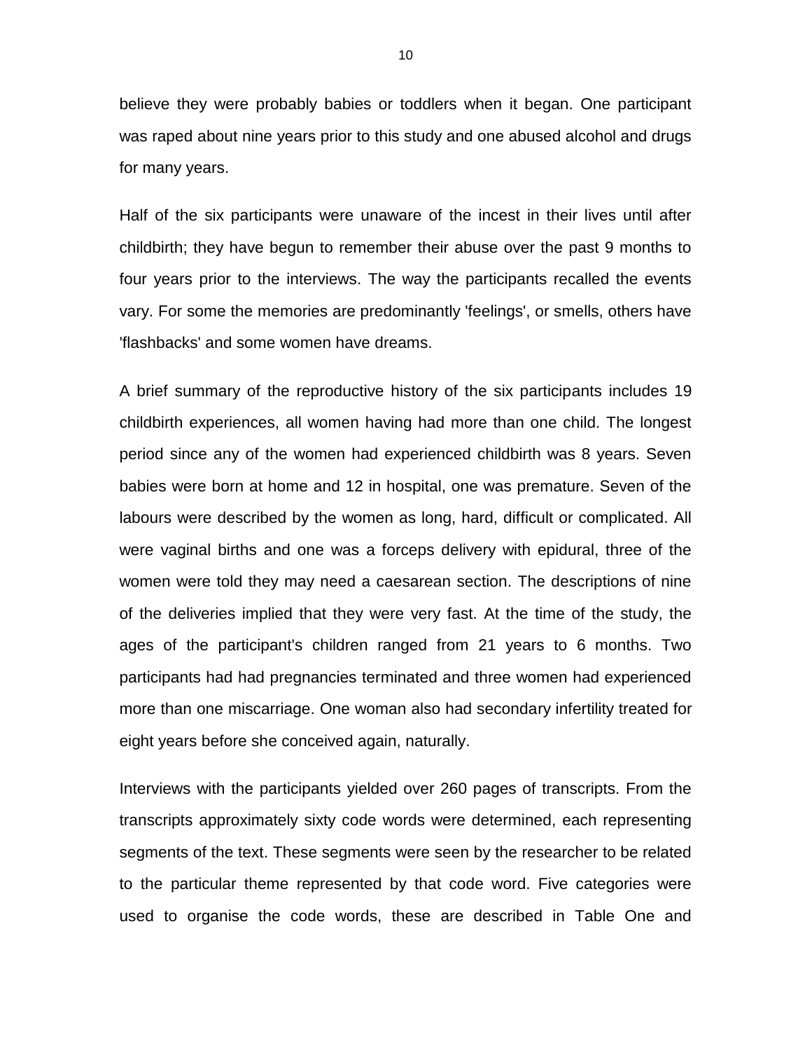believe they were probably babies or toddlers when it began. One participant was raped about nine years prior to this study and one abused alcohol and drugs for many years.

Half of the six participants were unaware of the incest in their lives until after childbirth; they have begun to remember their abuse over the past 9 months to four years prior to the interviews. The way the participants recalled the events vary. For some the memories are predominantly 'feelings', or smells, others have 'flashbacks' and some women have dreams.

A brief summary of the reproductive history of the six participants includes 19 childbirth experiences, all women having had more than one child. The longest period since any of the women had experienced childbirth was 8 years. Seven babies were born at home and 12 in hospital, one was premature. Seven of the labours were described by the women as long, hard, difficult or complicated. All were vaginal births and one was a forceps delivery with epidural, three of the women were told they may need a caesarean section. The descriptions of nine of the deliveries implied that they were very fast. At the time of the study, the ages of the participant's children ranged from 21 years to 6 months. Two participants had had pregnancies terminated and three women had experienced more than one miscarriage. One woman also had secondary infertility treated for eight years before she conceived again, naturally.

Interviews with the participants yielded over 260 pages of transcripts. From the transcripts approximately sixty code words were determined, each representing segments of the text. These segments were seen by the researcher to be related to the particular theme represented by that code word. Five categories were used to organise the code words, these are described in Table One and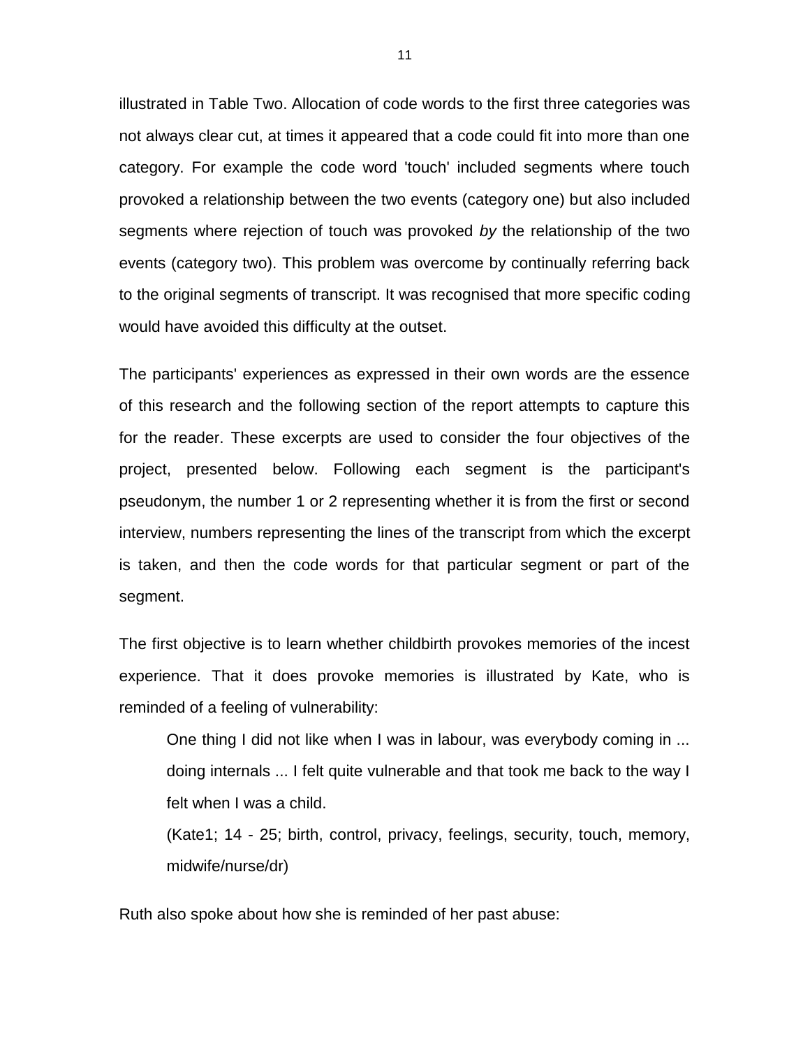illustrated in Table Two. Allocation of code words to the first three categories was not always clear cut, at times it appeared that a code could fit into more than one category. For example the code word 'touch' included segments where touch provoked a relationship between the two events (category one) but also included segments where rejection of touch was provoked *by* the relationship of the two events (category two). This problem was overcome by continually referring back to the original segments of transcript. It was recognised that more specific coding would have avoided this difficulty at the outset.

The participants' experiences as expressed in their own words are the essence of this research and the following section of the report attempts to capture this for the reader. These excerpts are used to consider the four objectives of the project, presented below. Following each segment is the participant's pseudonym, the number 1 or 2 representing whether it is from the first or second interview, numbers representing the lines of the transcript from which the excerpt is taken, and then the code words for that particular segment or part of the segment.

The first objective is to learn whether childbirth provokes memories of the incest experience. That it does provoke memories is illustrated by Kate, who is reminded of a feeling of vulnerability:

> One thing I did not like when I was in labour, was everybody coming in ... doing internals ... I felt quite vulnerable and that took me back to the way I felt when I was a child.
>
> (Kate1; 14 - 25; birth, control, privacy, feelings, security, touch, memory, midwife/nurse/dr)

Ruth also spoke about how she is reminded of her past abuse: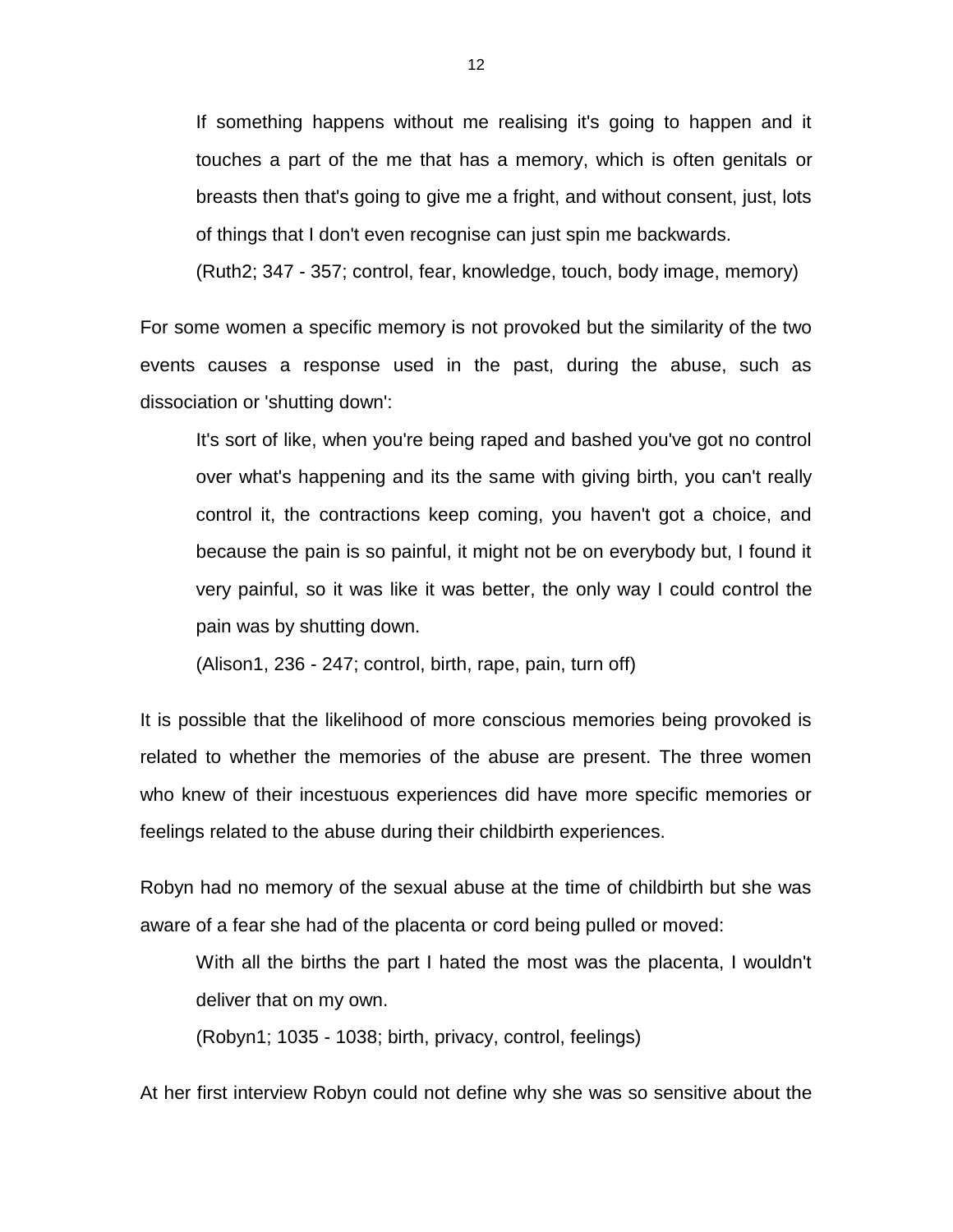> If something happens without me realising it's going to happen and it touches a part of the me that has a memory, which is often genitals or breasts then that's going to give me a fright, and without consent, just, lots of things that I don't even recognise can just spin me backwards.
>
> (Ruth2; 347 - 357; control, fear, knowledge, touch, body image, memory)

For some women a specific memory is not provoked but the similarity of the two events causes a response used in the past, during the abuse, such as dissociation or 'shutting down':

> It's sort of like, when you're being raped and bashed you've got no control over what's happening and its the same with giving birth, you can't really control it, the contractions keep coming, you haven't got a choice, and because the pain is so painful, it might not be on everybody but, I found it very painful, so it was like it was better, the only way I could control the pain was by shutting down.
>
> (Alison1, 236 - 247; control, birth, rape, pain, turn off)

It is possible that the likelihood of more conscious memories being provoked is related to whether the memories of the abuse are present. The three women who knew of their incestuous experiences did have more specific memories or feelings related to the abuse during their childbirth experiences.

Robyn had no memory of the sexual abuse at the time of childbirth but she was aware of a fear she had of the placenta or cord being pulled or moved:

> With all the births the part I hated the most was the placenta, I wouldn't deliver that on my own.
>
> (Robyn1; 1035 - 1038; birth, privacy, control, feelings)

At her first interview Robyn could not define why she was so sensitive about the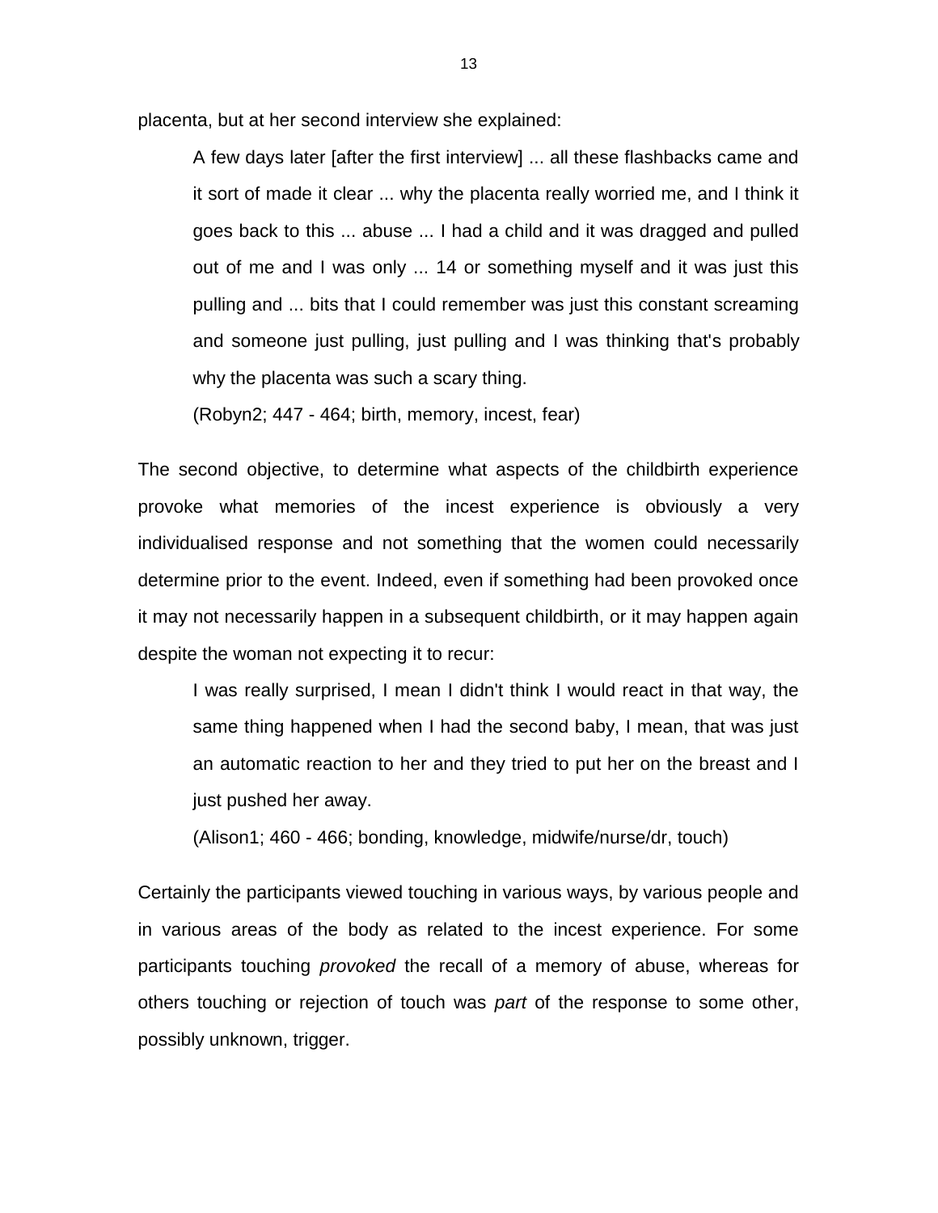placenta, but at her second interview she explained:

> A few days later [after the first interview] ... all these flashbacks came and it sort of made it clear ... why the placenta really worried me, and I think it goes back to this ... abuse ... I had a child and it was dragged and pulled out of me and I was only ... 14 or something myself and it was just this pulling and ... bits that I could remember was just this constant screaming and someone just pulling, just pulling and I was thinking that's probably why the placenta was such a scary thing.
>
> (Robyn2; 447 - 464; birth, memory, incest, fear)

The second objective, to determine what aspects of the childbirth experience provoke what memories of the incest experience is obviously a very individualised response and not something that the women could necessarily determine prior to the event. Indeed, even if something had been provoked once it may not necessarily happen in a subsequent childbirth, or it may happen again despite the woman not expecting it to recur:

> I was really surprised, I mean I didn't think I would react in that way, the same thing happened when I had the second baby, I mean, that was just an automatic reaction to her and they tried to put her on the breast and I just pushed her away.
>
> (Alison1; 460 - 466; bonding, knowledge, midwife/nurse/dr, touch)

Certainly the participants viewed touching in various ways, by various people and in various areas of the body as related to the incest experience. For some participants touching *provoked* the recall of a memory of abuse, whereas for others touching or rejection of touch was *part* of the response to some other, possibly unknown, trigger.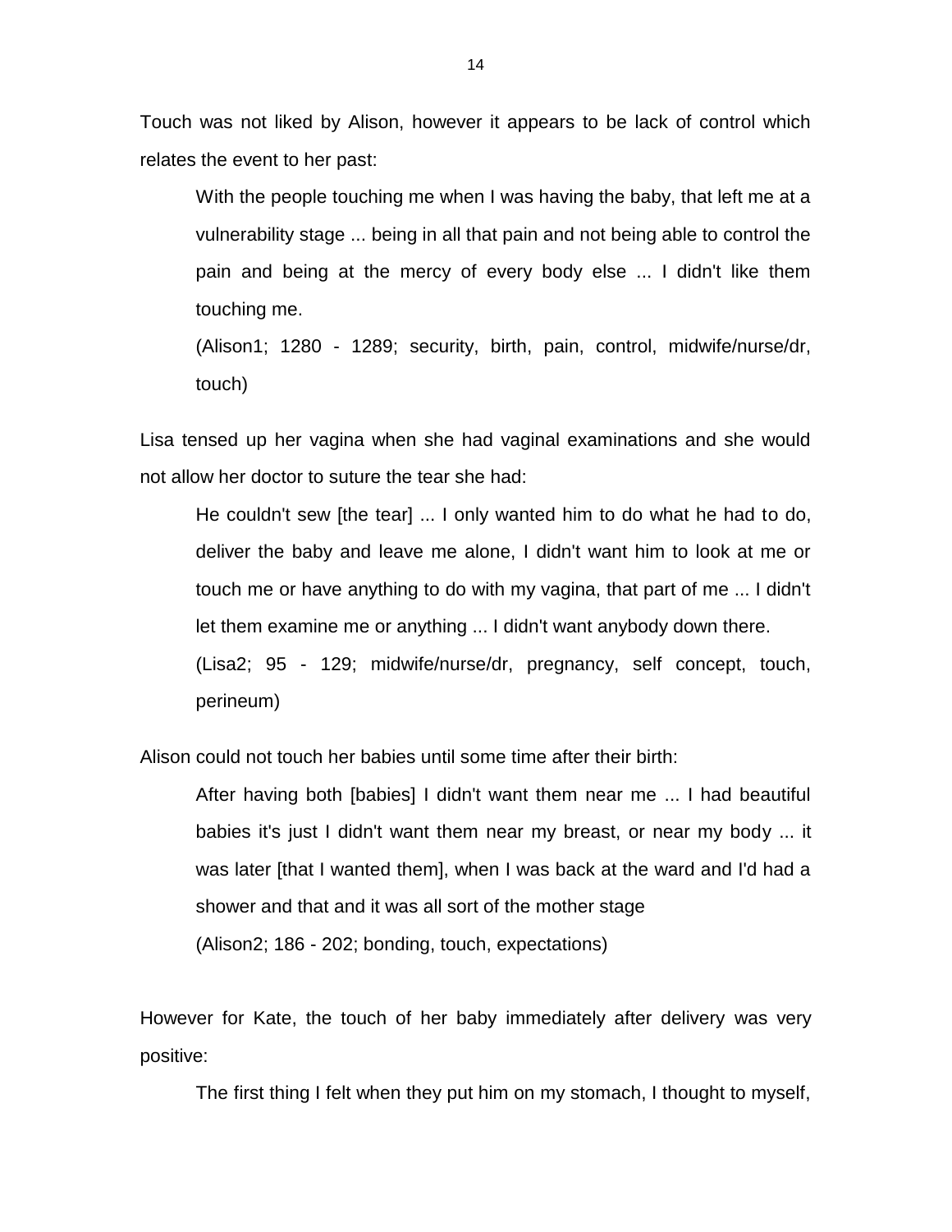Touch was not liked by Alison, however it appears to be lack of control which relates the event to her past:

> With the people touching me when I was having the baby, that left me at a vulnerability stage ... being in all that pain and not being able to control the pain and being at the mercy of every body else ... I didn't like them touching me.
>
> (Alison1; 1280 - 1289; security, birth, pain, control, midwife/nurse/dr, touch)

Lisa tensed up her vagina when she had vaginal examinations and she would not allow her doctor to suture the tear she had:

> He couldn't sew [the tear] ... I only wanted him to do what he had to do, deliver the baby and leave me alone, I didn't want him to look at me or touch me or have anything to do with my vagina, that part of me ... I didn't let them examine me or anything ... I didn't want anybody down there.
>
> (Lisa2; 95 - 129; midwife/nurse/dr, pregnancy, self concept, touch, perineum)

Alison could not touch her babies until some time after their birth:

> After having both [babies] I didn't want them near me ... I had beautiful babies it's just I didn't want them near my breast, or near my body ... it was later [that I wanted them], when I was back at the ward and I'd had a shower and that and it was all sort of the mother stage
>
> (Alison2; 186 - 202; bonding, touch, expectations)

However for Kate, the touch of her baby immediately after delivery was very positive:

> The first thing I felt when they put him on my stomach, I thought to myself,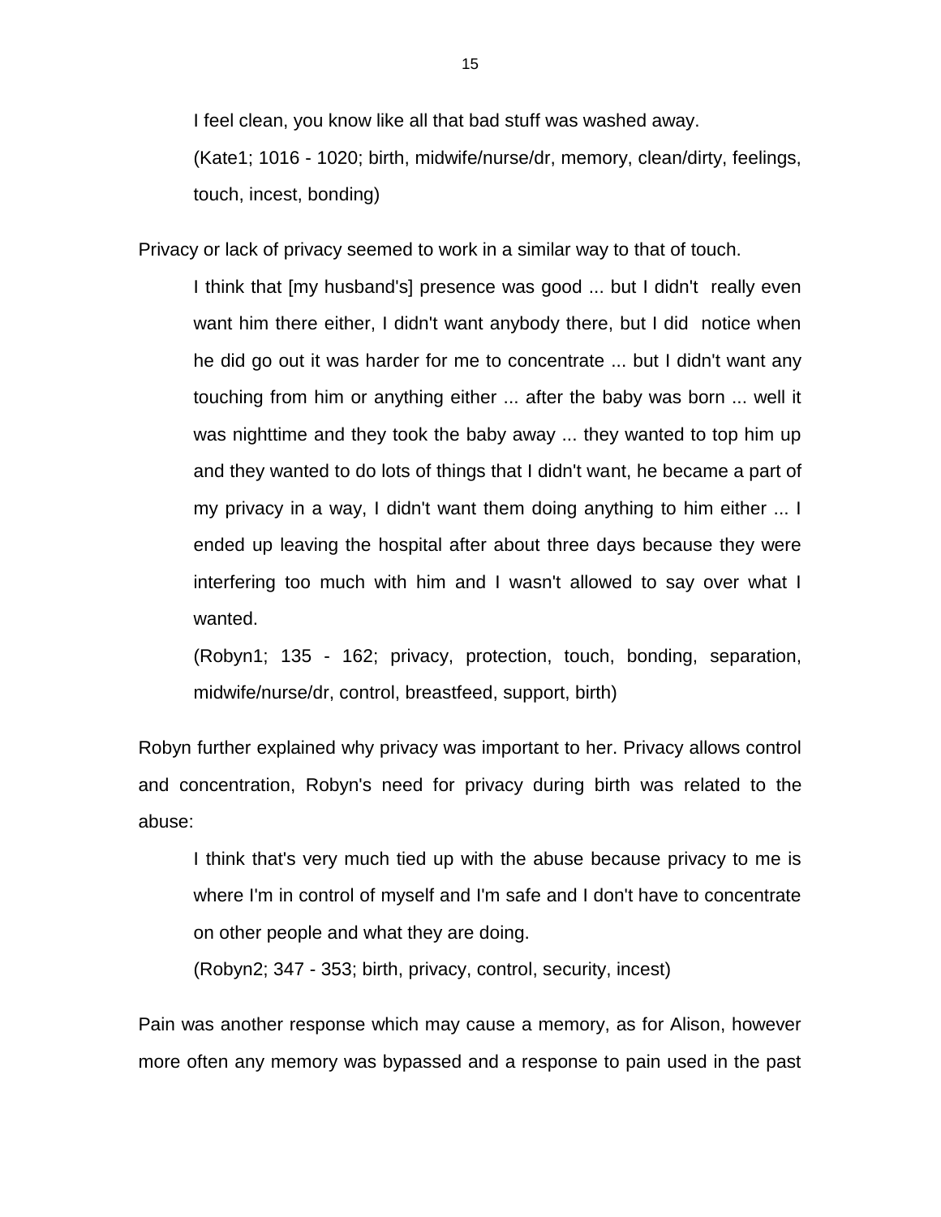> I feel clean, you know like all that bad stuff was washed away.
>
> (Kate1; 1016 - 1020; birth, midwife/nurse/dr, memory, clean/dirty, feelings, touch, incest, bonding)

Privacy or lack of privacy seemed to work in a similar way to that of touch.

> I think that [my husband's] presence was good ... but I didn't really even want him there either, I didn't want anybody there, but I did notice when he did go out it was harder for me to concentrate ... but I didn't want any touching from him or anything either ... after the baby was born ... well it was nighttime and they took the baby away ... they wanted to top him up and they wanted to do lots of things that I didn't want, he became a part of my privacy in a way, I didn't want them doing anything to him either ... I ended up leaving the hospital after about three days because they were interfering too much with him and I wasn't allowed to say over what I wanted.
>
> (Robyn1; 135 - 162; privacy, protection, touch, bonding, separation, midwife/nurse/dr, control, breastfeed, support, birth)

Robyn further explained why privacy was important to her. Privacy allows control and concentration, Robyn's need for privacy during birth was related to the abuse:

> I think that's very much tied up with the abuse because privacy to me is where I'm in control of myself and I'm safe and I don't have to concentrate on other people and what they are doing.
>
> (Robyn2; 347 - 353; birth, privacy, control, security, incest)

Pain was another response which may cause a memory, as for Alison, however more often any memory was bypassed and a response to pain used in the past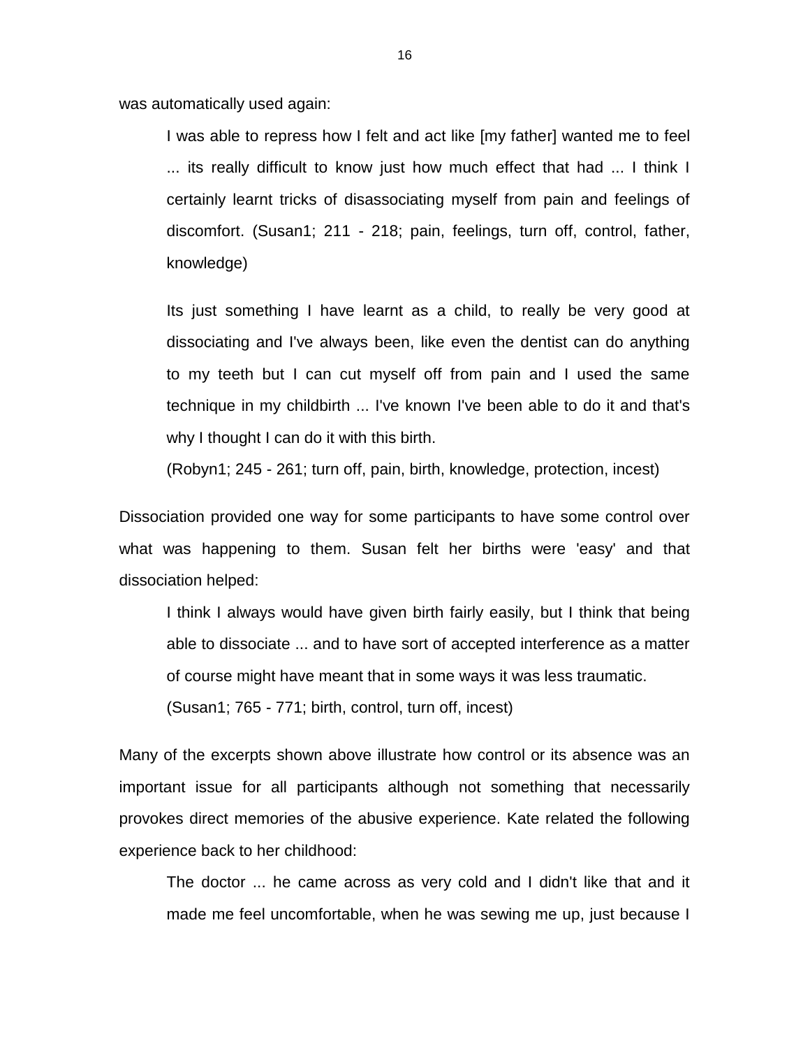was automatically used again:

> I was able to repress how I felt and act like [my father] wanted me to feel ... its really difficult to know just how much effect that had ... I think I certainly learnt tricks of disassociating myself from pain and feelings of discomfort. (Susan1; 211 - 218; pain, feelings, turn off, control, father, knowledge)

> Its just something I have learnt as a child, to really be very good at dissociating and I've always been, like even the dentist can do anything to my teeth but I can cut myself off from pain and I used the same technique in my childbirth ... I've known I've been able to do it and that's why I thought I can do it with this birth.
>
> (Robyn1; 245 - 261; turn off, pain, birth, knowledge, protection, incest)

Dissociation provided one way for some participants to have some control over what was happening to them. Susan felt her births were 'easy' and that dissociation helped:

> I think I always would have given birth fairly easily, but I think that being able to dissociate ... and to have sort of accepted interference as a matter of course might have meant that in some ways it was less traumatic.
>
> (Susan1; 765 - 771; birth, control, turn off, incest)

Many of the excerpts shown above illustrate how control or its absence was an important issue for all participants although not something that necessarily provokes direct memories of the abusive experience. Kate related the following experience back to her childhood:

> The doctor ... he came across as very cold and I didn't like that and it made me feel uncomfortable, when he was sewing me up, just because I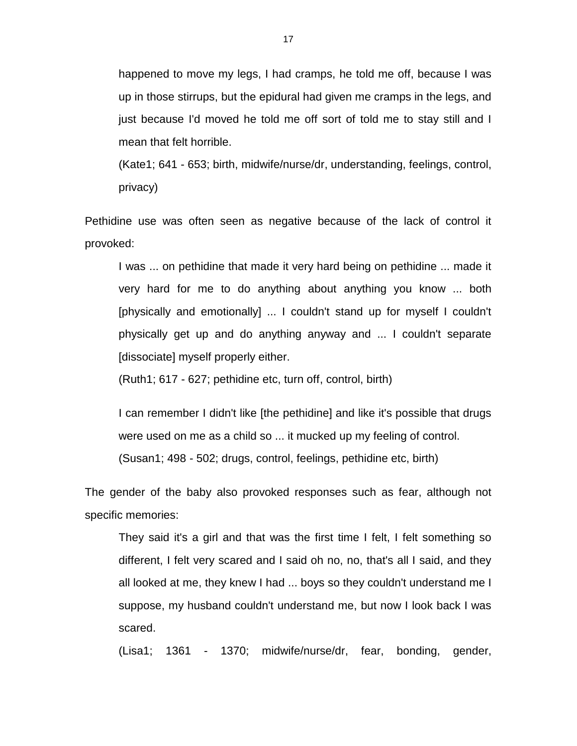> happened to move my legs, I had cramps, he told me off, because I was up in those stirrups, but the epidural had given me cramps in the legs, and just because I'd moved he told me off sort of told me to stay still and I mean that felt horrible.
>
> (Kate1; 641 - 653; birth, midwife/nurse/dr, understanding, feelings, control, privacy)

Pethidine use was often seen as negative because of the lack of control it provoked:

> I was ... on pethidine that made it very hard being on pethidine ... made it very hard for me to do anything about anything you know ... both [physically and emotionally] ... I couldn't stand up for myself I couldn't physically get up and do anything anyway and ... I couldn't separate [dissociate] myself properly either.
>
> (Ruth1; 617 - 627; pethidine etc, turn off, control, birth)

> I can remember I didn't like [the pethidine] and like it's possible that drugs were used on me as a child so ... it mucked up my feeling of control.
>
> (Susan1; 498 - 502; drugs, control, feelings, pethidine etc, birth)

The gender of the baby also provoked responses such as fear, although not specific memories:

> They said it's a girl and that was the first time I felt, I felt something so different, I felt very scared and I said oh no, no, that's all I said, and they all looked at me, they knew I had ... boys so they couldn't understand me I suppose, my husband couldn't understand me, but now I look back I was scared.
>
> (Lisa1; 1361 - 1370; midwife/nurse/dr, fear, bonding, gender,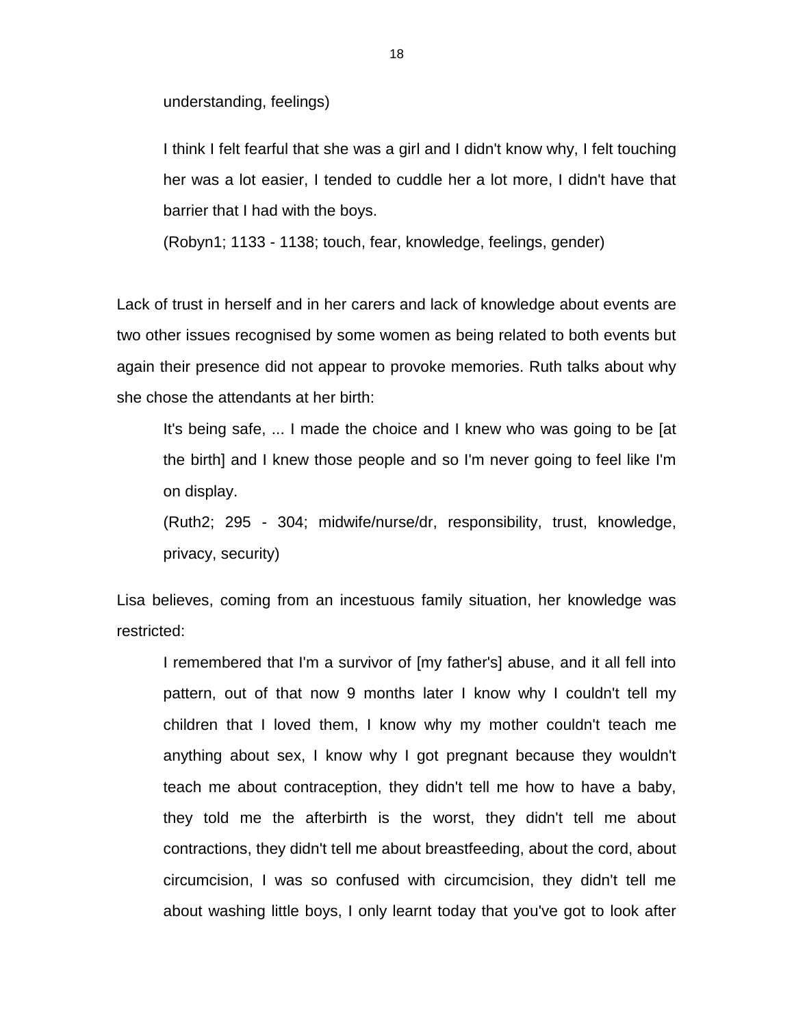> understanding, feelings)

> I think I felt fearful that she was a girl and I didn't know why, I felt touching her was a lot easier, I tended to cuddle her a lot more, I didn't have that barrier that I had with the boys.
>
> (Robyn1; 1133 - 1138; touch, fear, knowledge, feelings, gender)

Lack of trust in herself and in her carers and lack of knowledge about events are two other issues recognised by some women as being related to both events but again their presence did not appear to provoke memories. Ruth talks about why she chose the attendants at her birth:

> It's being safe, ... I made the choice and I knew who was going to be [at the birth] and I knew those people and so I'm never going to feel like I'm on display.
>
> (Ruth2; 295 - 304; midwife/nurse/dr, responsibility, trust, knowledge, privacy, security)

Lisa believes, coming from an incestuous family situation, her knowledge was restricted:

> I remembered that I'm a survivor of [my father's] abuse, and it all fell into pattern, out of that now 9 months later I know why I couldn't tell my children that I loved them, I know why my mother couldn't teach me anything about sex, I know why I got pregnant because they wouldn't teach me about contraception, they didn't tell me how to have a baby, they told me the afterbirth is the worst, they didn't tell me about contractions, they didn't tell me about breastfeeding, about the cord, about circumcision, I was so confused with circumcision, they didn't tell me about washing little boys, I only learnt today that you've got to look after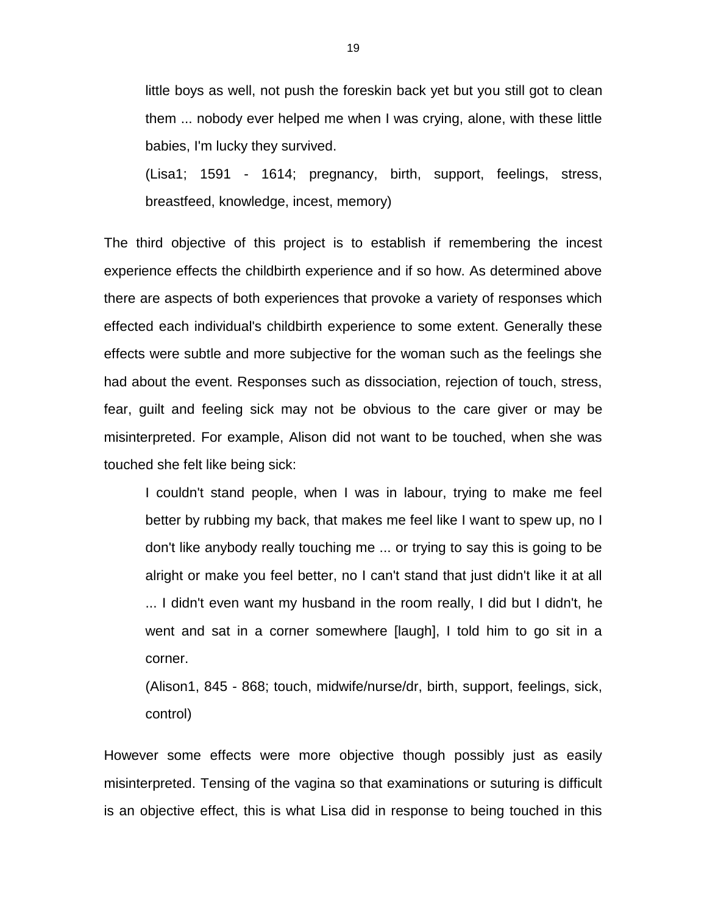> little boys as well, not push the foreskin back yet but you still got to clean them ... nobody ever helped me when I was crying, alone, with these little babies, I'm lucky they survived.
>
> (Lisa1; 1591 - 1614; pregnancy, birth, support, feelings, stress, breastfeed, knowledge, incest, memory)

The third objective of this project is to establish if remembering the incest experience effects the childbirth experience and if so how. As determined above there are aspects of both experiences that provoke a variety of responses which effected each individual's childbirth experience to some extent. Generally these effects were subtle and more subjective for the woman such as the feelings she had about the event. Responses such as dissociation, rejection of touch, stress, fear, guilt and feeling sick may not be obvious to the care giver or may be misinterpreted. For example, Alison did not want to be touched, when she was touched she felt like being sick:

> I couldn't stand people, when I was in labour, trying to make me feel better by rubbing my back, that makes me feel like I want to spew up, no I don't like anybody really touching me ... or trying to say this is going to be alright or make you feel better, no I can't stand that just didn't like it at all ... I didn't even want my husband in the room really, I did but I didn't, he went and sat in a corner somewhere [laugh], I told him to go sit in a corner.
>
> (Alison1, 845 - 868; touch, midwife/nurse/dr, birth, support, feelings, sick, control)

However some effects were more objective though possibly just as easily misinterpreted. Tensing of the vagina so that examinations or suturing is difficult is an objective effect, this is what Lisa did in response to being touched in this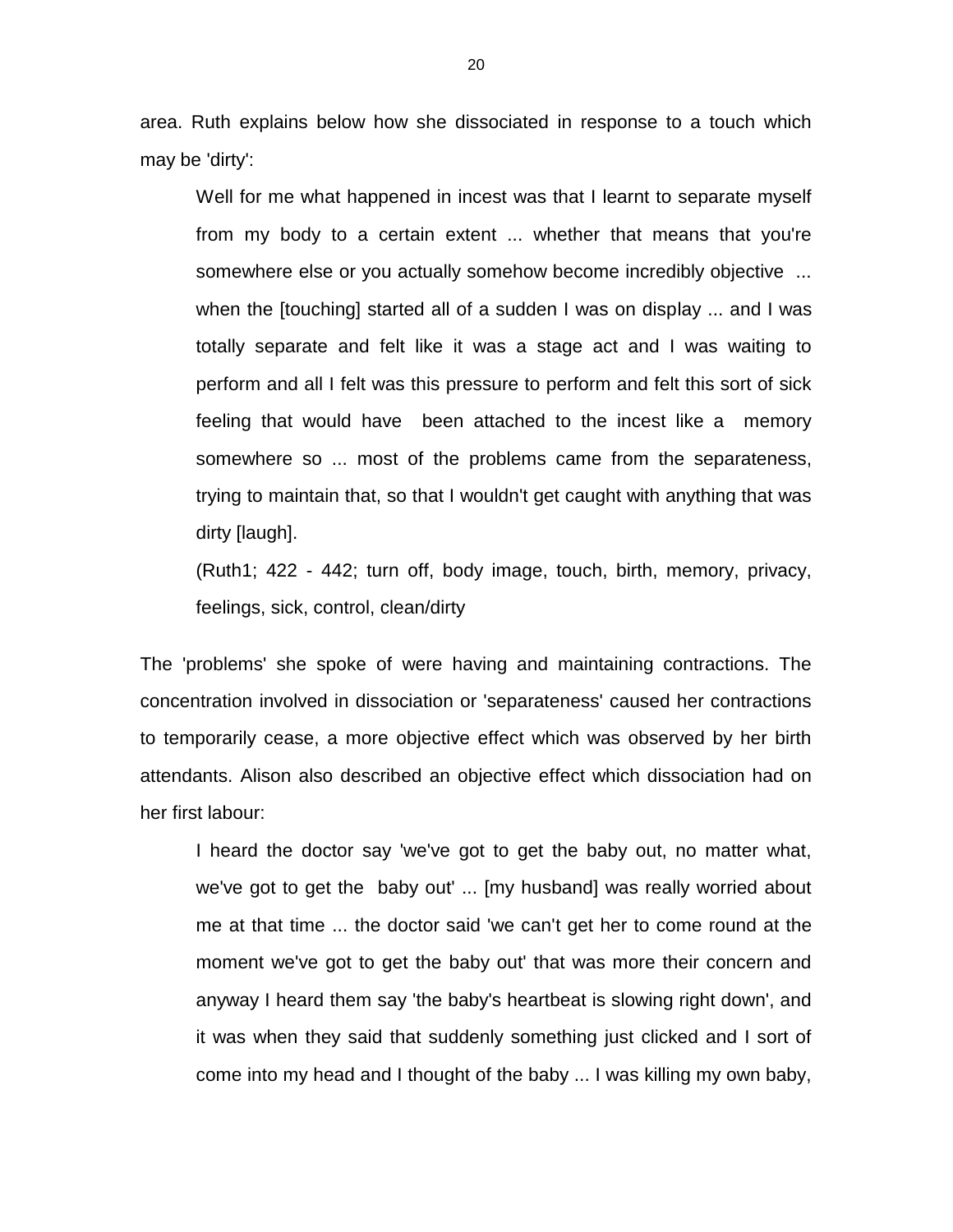area. Ruth explains below how she dissociated in response to a touch which may be 'dirty':

> Well for me what happened in incest was that I learnt to separate myself from my body to a certain extent ... whether that means that you're somewhere else or you actually somehow become incredibly objective ... when the [touching] started all of a sudden I was on display ... and I was totally separate and felt like it was a stage act and I was waiting to perform and all I felt was this pressure to perform and felt this sort of sick feeling that would have been attached to the incest like a memory somewhere so ... most of the problems came from the separateness, trying to maintain that, so that I wouldn't get caught with anything that was dirty [laugh].
>
> (Ruth1; 422 - 442; turn off, body image, touch, birth, memory, privacy, feelings, sick, control, clean/dirty

The 'problems' she spoke of were having and maintaining contractions. The concentration involved in dissociation or 'separateness' caused her contractions to temporarily cease, a more objective effect which was observed by her birth attendants. Alison also described an objective effect which dissociation had on her first labour:

> I heard the doctor say 'we've got to get the baby out, no matter what, we've got to get the baby out' ... [my husband] was really worried about me at that time ... the doctor said 'we can't get her to come round at the moment we've got to get the baby out' that was more their concern and anyway I heard them say 'the baby's heartbeat is slowing right down', and it was when they said that suddenly something just clicked and I sort of come into my head and I thought of the baby ... I was killing my own baby,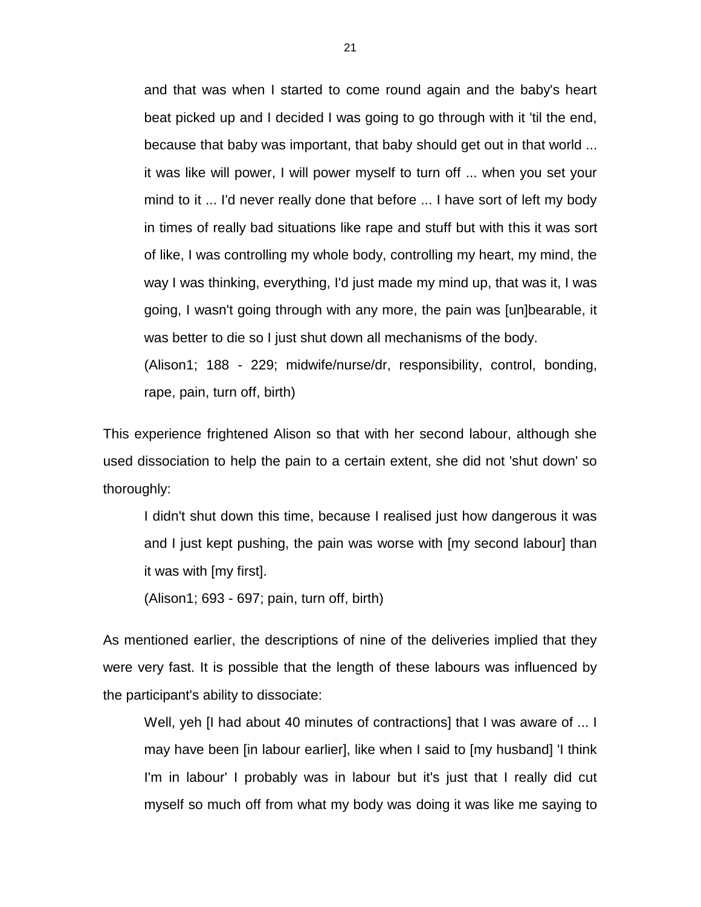> and that was when I started to come round again and the baby's heart beat picked up and I decided I was going to go through with it 'til the end, because that baby was important, that baby should get out in that world ... it was like will power, I will power myself to turn off ... when you set your mind to it ... I'd never really done that before ... I have sort of left my body in times of really bad situations like rape and stuff but with this it was sort of like, I was controlling my whole body, controlling my heart, my mind, the way I was thinking, everything, I'd just made my mind up, that was it, I was going, I wasn't going through with any more, the pain was [un]bearable, it was better to die so I just shut down all mechanisms of the body.
>
> (Alison1; 188 - 229; midwife/nurse/dr, responsibility, control, bonding, rape, pain, turn off, birth)

This experience frightened Alison so that with her second labour, although she used dissociation to help the pain to a certain extent, she did not 'shut down' so thoroughly:

> I didn't shut down this time, because I realised just how dangerous it was and I just kept pushing, the pain was worse with [my second labour] than it was with [my first].
>
> (Alison1; 693 - 697; pain, turn off, birth)

As mentioned earlier, the descriptions of nine of the deliveries implied that they were very fast. It is possible that the length of these labours was influenced by the participant's ability to dissociate:

> Well, yeh [I had about 40 minutes of contractions] that I was aware of ... I may have been [in labour earlier], like when I said to [my husband] 'I think I'm in labour' I probably was in labour but it's just that I really did cut myself so much off from what my body was doing it was like me saying to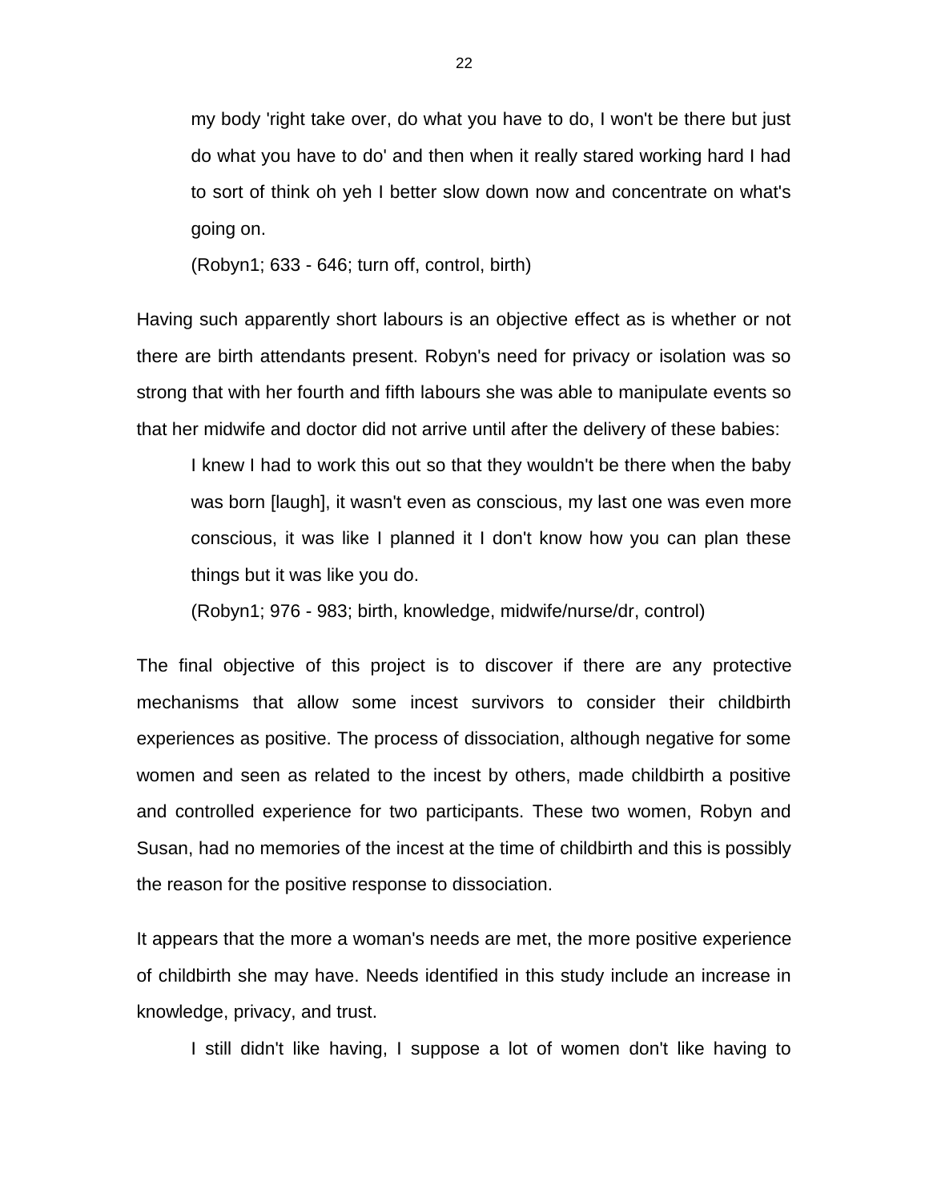> my body 'right take over, do what you have to do, I won't be there but just do what you have to do' and then when it really stared working hard I had to sort of think oh yeh I better slow down now and concentrate on what's going on.
>
> (Robyn1; 633 - 646; turn off, control, birth)

Having such apparently short labours is an objective effect as is whether or not there are birth attendants present. Robyn's need for privacy or isolation was so strong that with her fourth and fifth labours she was able to manipulate events so that her midwife and doctor did not arrive until after the delivery of these babies:

> I knew I had to work this out so that they wouldn't be there when the baby was born [laugh], it wasn't even as conscious, my last one was even more conscious, it was like I planned it I don't know how you can plan these things but it was like you do.
>
> (Robyn1; 976 - 983; birth, knowledge, midwife/nurse/dr, control)

The final objective of this project is to discover if there are any protective mechanisms that allow some incest survivors to consider their childbirth experiences as positive. The process of dissociation, although negative for some women and seen as related to the incest by others, made childbirth a positive and controlled experience for two participants. These two women, Robyn and Susan, had no memories of the incest at the time of childbirth and this is possibly the reason for the positive response to dissociation.

It appears that the more a woman's needs are met, the more positive experience of childbirth she may have. Needs identified in this study include an increase in knowledge, privacy, and trust.

> I still didn't like having, I suppose a lot of women don't like having to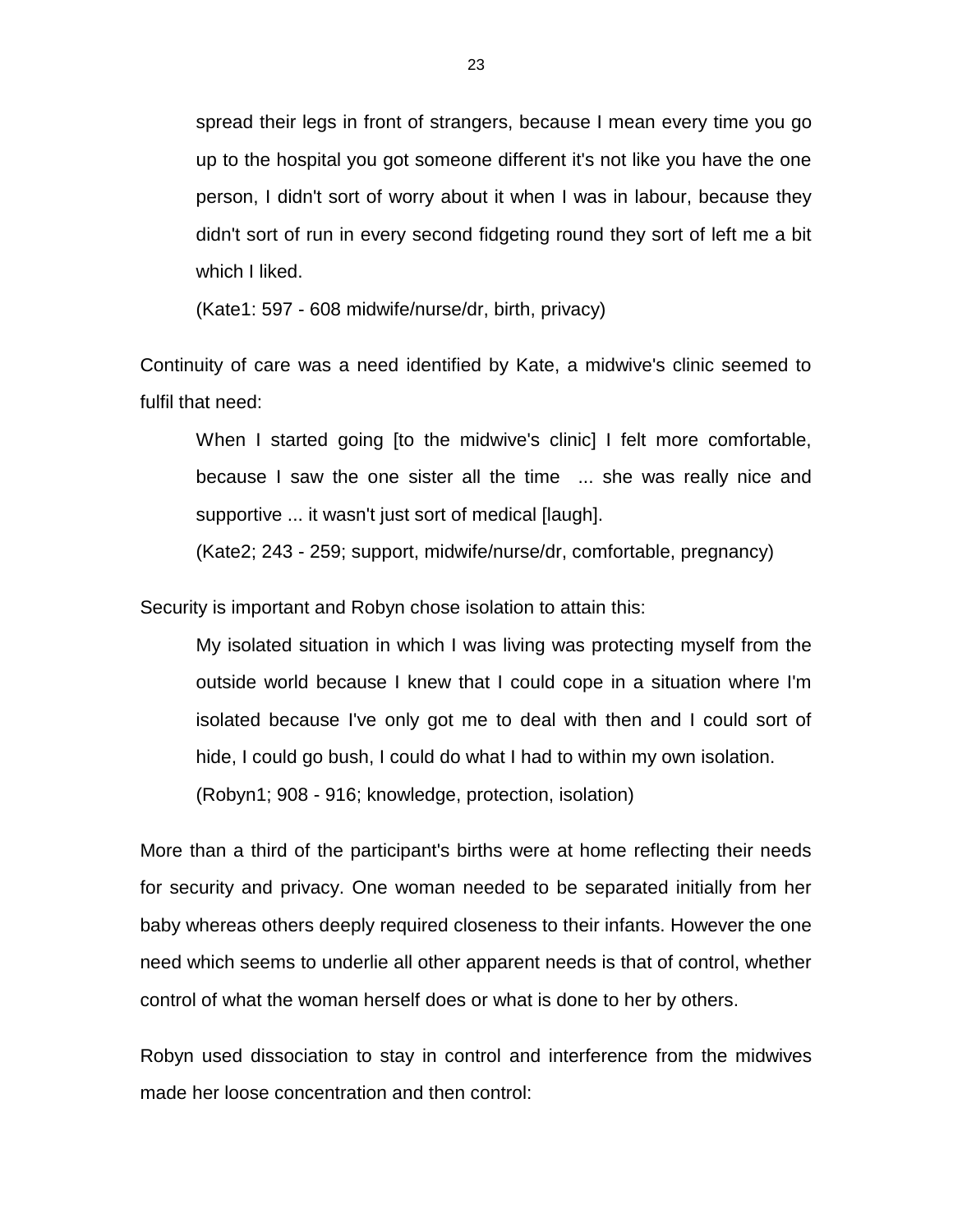> spread their legs in front of strangers, because I mean every time you go up to the hospital you got someone different it's not like you have the one person, I didn't sort of worry about it when I was in labour, because they didn't sort of run in every second fidgeting round they sort of left me a bit which I liked.
>
> (Kate1: 597 - 608 midwife/nurse/dr, birth, privacy)

Continuity of care was a need identified by Kate, a midwive's clinic seemed to fulfil that need:

> When I started going [to the midwive's clinic] I felt more comfortable, because I saw the one sister all the time ... she was really nice and supportive ... it wasn't just sort of medical [laugh].
>
> (Kate2; 243 - 259; support, midwife/nurse/dr, comfortable, pregnancy)

Security is important and Robyn chose isolation to attain this:

> My isolated situation in which I was living was protecting myself from the outside world because I knew that I could cope in a situation where I'm isolated because I've only got me to deal with then and I could sort of hide, I could go bush, I could do what I had to within my own isolation.
>
> (Robyn1; 908 - 916; knowledge, protection, isolation)

More than a third of the participant's births were at home reflecting their needs for security and privacy. One woman needed to be separated initially from her baby whereas others deeply required closeness to their infants. However the one need which seems to underlie all other apparent needs is that of control, whether control of what the woman herself does or what is done to her by others.

Robyn used dissociation to stay in control and interference from the midwives made her loose concentration and then control: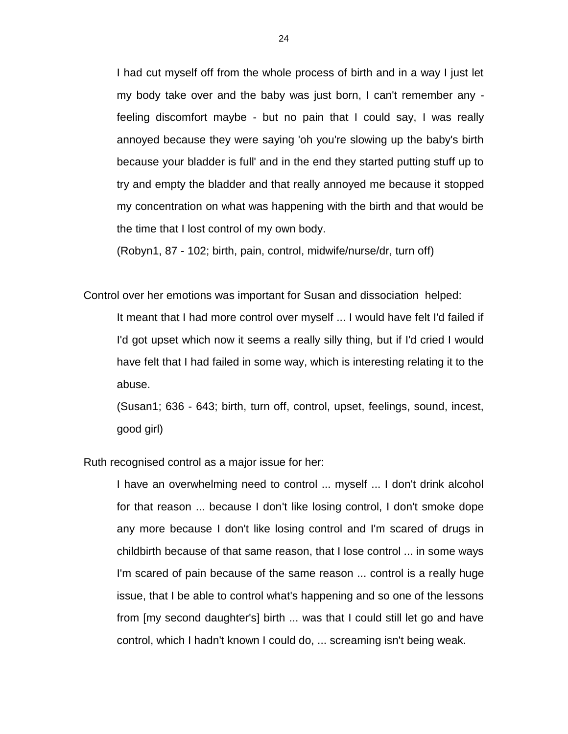> I had cut myself off from the whole process of birth and in a way I just let my body take over and the baby was just born, I can't remember any - feeling discomfort maybe - but no pain that I could say, I was really annoyed because they were saying 'oh you're slowing up the baby's birth because your bladder is full' and in the end they started putting stuff up to try and empty the bladder and that really annoyed me because it stopped my concentration on what was happening with the birth and that would be the time that I lost control of my own body.
>
> (Robyn1, 87 - 102; birth, pain, control, midwife/nurse/dr, turn off)

Control over her emotions was important for Susan and dissociation helped:

> It meant that I had more control over myself ... I would have felt I'd failed if I'd got upset which now it seems a really silly thing, but if I'd cried I would have felt that I had failed in some way, which is interesting relating it to the abuse.
>
> (Susan1; 636 - 643; birth, turn off, control, upset, feelings, sound, incest, good girl)

Ruth recognised control as a major issue for her:

> I have an overwhelming need to control ... myself ... I don't drink alcohol for that reason ... because I don't like losing control, I don't smoke dope any more because I don't like losing control and I'm scared of drugs in childbirth because of that same reason, that I lose control ... in some ways I'm scared of pain because of the same reason ... control is a really huge issue, that I be able to control what's happening and so one of the lessons from [my second daughter's] birth ... was that I could still let go and have control, which I hadn't known I could do, ... screaming isn't being weak.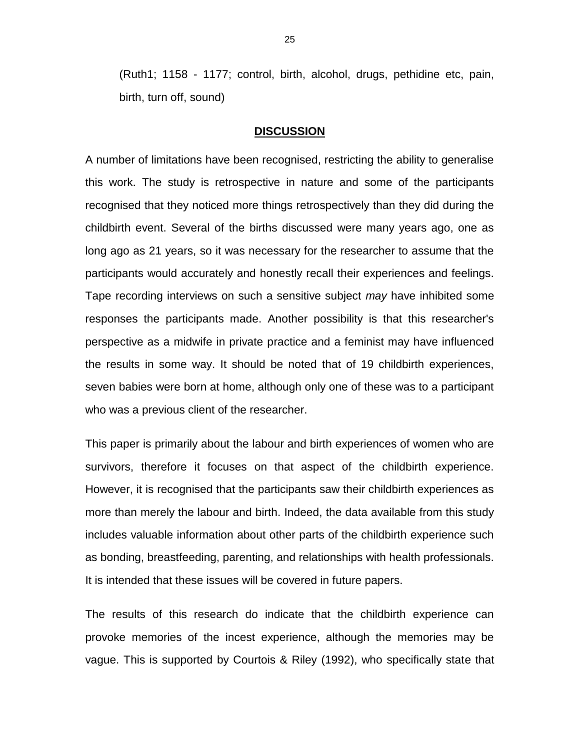(Ruth1; 1158 - 1177; control, birth, alcohol, drugs, pethidine etc, pain, birth, turn off, sound)

## DISCUSSION

A number of limitations have been recognised, restricting the ability to generalise this work. The study is retrospective in nature and some of the participants recognised that they noticed more things retrospectively than they did during the childbirth event. Several of the births discussed were many years ago, one as long ago as 21 years, so it was necessary for the researcher to assume that the participants would accurately and honestly recall their experiences and feelings. Tape recording interviews on such a sensitive subject *may* have inhibited some responses the participants made. Another possibility is that this researcher's perspective as a midwife in private practice and a feminist may have influenced the results in some way. It should be noted that of 19 childbirth experiences, seven babies were born at home, although only one of these was to a participant who was a previous client of the researcher.

This paper is primarily about the labour and birth experiences of women who are survivors, therefore it focuses on that aspect of the childbirth experience. However, it is recognised that the participants saw their childbirth experiences as more than merely the labour and birth. Indeed, the data available from this study includes valuable information about other parts of the childbirth experience such as bonding, breastfeeding, parenting, and relationships with health professionals. It is intended that these issues will be covered in future papers.

The results of this research do indicate that the childbirth experience can provoke memories of the incest experience, although the memories may be vague. This is supported by Courtois & Riley (1992), who specifically state that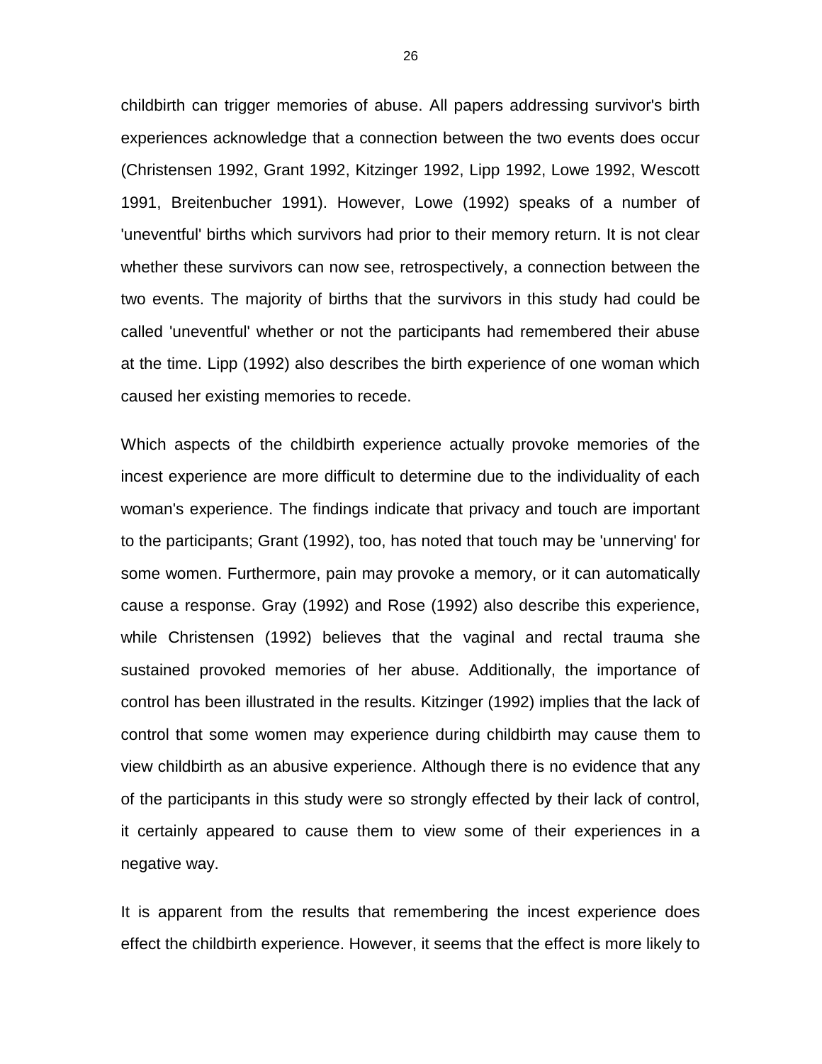childbirth can trigger memories of abuse. All papers addressing survivor's birth experiences acknowledge that a connection between the two events does occur (Christensen 1992, Grant 1992, Kitzinger 1992, Lipp 1992, Lowe 1992, Wescott 1991, Breitenbucher 1991). However, Lowe (1992) speaks of a number of 'uneventful' births which survivors had prior to their memory return. It is not clear whether these survivors can now see, retrospectively, a connection between the two events. The majority of births that the survivors in this study had could be called 'uneventful' whether or not the participants had remembered their abuse at the time. Lipp (1992) also describes the birth experience of one woman which caused her existing memories to recede.

Which aspects of the childbirth experience actually provoke memories of the incest experience are more difficult to determine due to the individuality of each woman's experience. The findings indicate that privacy and touch are important to the participants; Grant (1992), too, has noted that touch may be 'unnerving' for some women. Furthermore, pain may provoke a memory, or it can automatically cause a response. Gray (1992) and Rose (1992) also describe this experience, while Christensen (1992) believes that the vaginal and rectal trauma she sustained provoked memories of her abuse. Additionally, the importance of control has been illustrated in the results. Kitzinger (1992) implies that the lack of control that some women may experience during childbirth may cause them to view childbirth as an abusive experience. Although there is no evidence that any of the participants in this study were so strongly effected by their lack of control, it certainly appeared to cause them to view some of their experiences in a negative way.

It is apparent from the results that remembering the incest experience does effect the childbirth experience. However, it seems that the effect is more likely to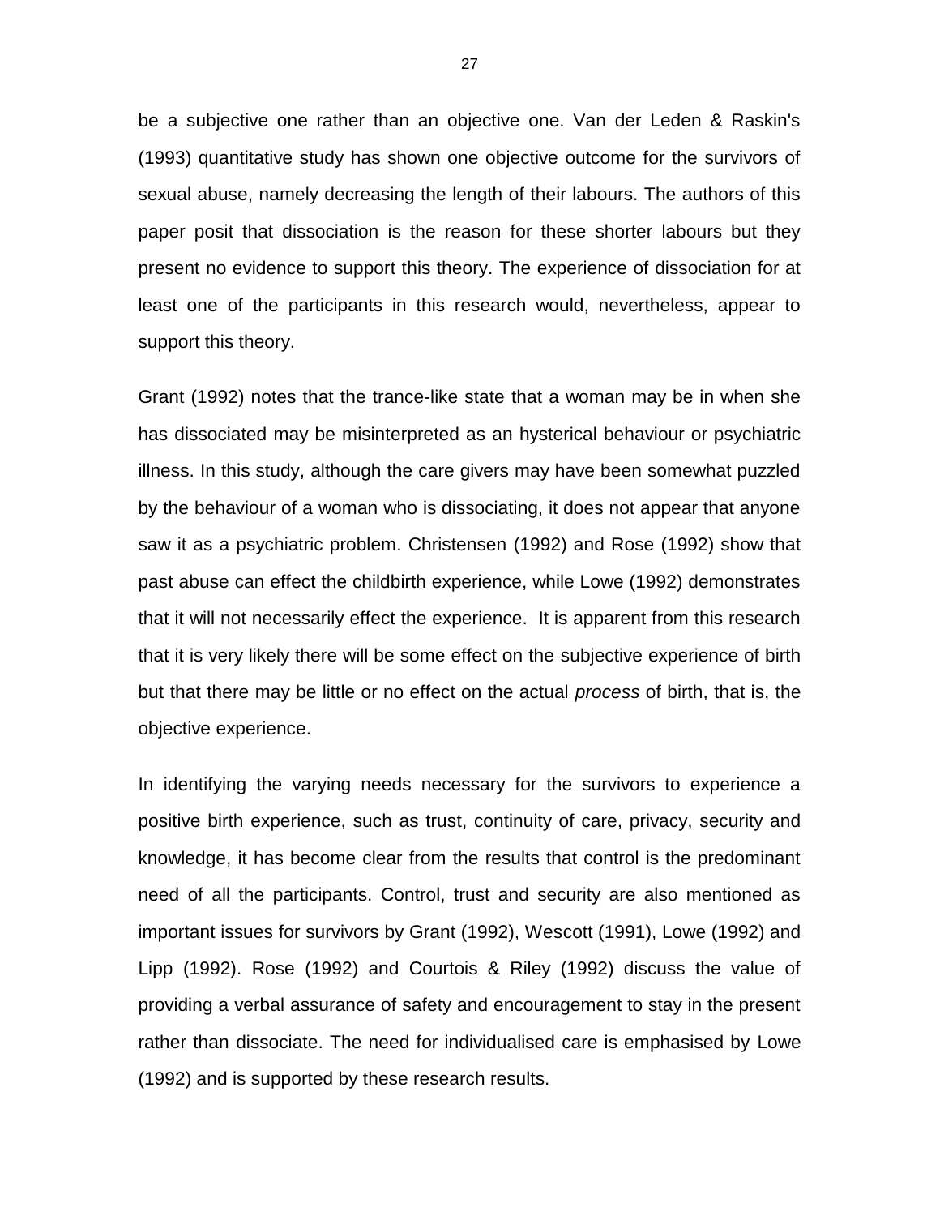be a subjective one rather than an objective one. Van der Leden & Raskin's (1993) quantitative study has shown one objective outcome for the survivors of sexual abuse, namely decreasing the length of their labours. The authors of this paper posit that dissociation is the reason for these shorter labours but they present no evidence to support this theory. The experience of dissociation for at least one of the participants in this research would, nevertheless, appear to support this theory.

Grant (1992) notes that the trance-like state that a woman may be in when she has dissociated may be misinterpreted as an hysterical behaviour or psychiatric illness. In this study, although the care givers may have been somewhat puzzled by the behaviour of a woman who is dissociating, it does not appear that anyone saw it as a psychiatric problem. Christensen (1992) and Rose (1992) show that past abuse can effect the childbirth experience, while Lowe (1992) demonstrates that it will not necessarily effect the experience. It is apparent from this research that it is very likely there will be some effect on the subjective experience of birth but that there may be little or no effect on the actual *process* of birth, that is, the objective experience.

In identifying the varying needs necessary for the survivors to experience a positive birth experience, such as trust, continuity of care, privacy, security and knowledge, it has become clear from the results that control is the predominant need of all the participants. Control, trust and security are also mentioned as important issues for survivors by Grant (1992), Wescott (1991), Lowe (1992) and Lipp (1992). Rose (1992) and Courtois & Riley (1992) discuss the value of providing a verbal assurance of safety and encouragement to stay in the present rather than dissociate. The need for individualised care is emphasised by Lowe (1992) and is supported by these research results.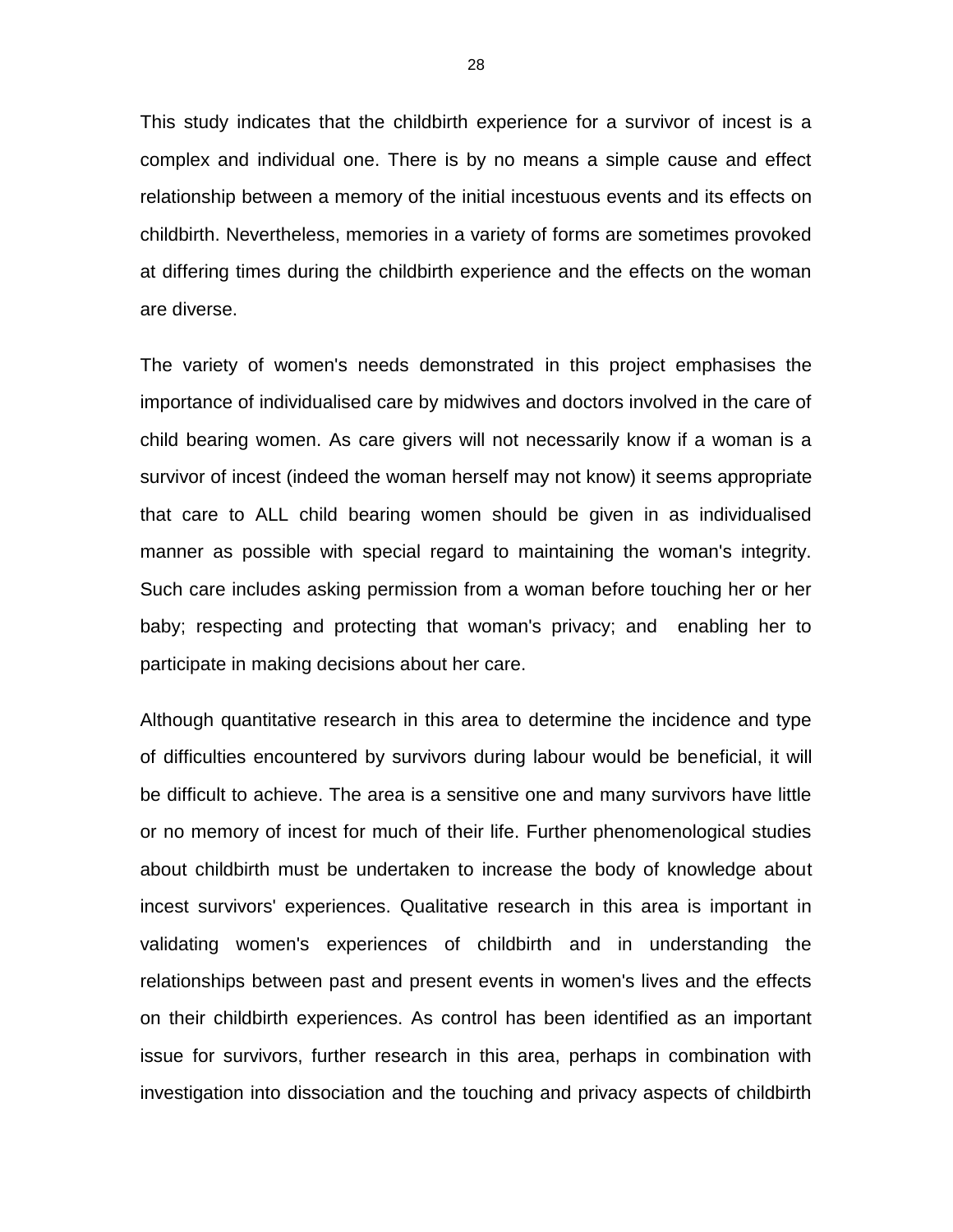This study indicates that the childbirth experience for a survivor of incest is a complex and individual one. There is by no means a simple cause and effect relationship between a memory of the initial incestuous events and its effects on childbirth. Nevertheless, memories in a variety of forms are sometimes provoked at differing times during the childbirth experience and the effects on the woman are diverse.

The variety of women's needs demonstrated in this project emphasises the importance of individualised care by midwives and doctors involved in the care of child bearing women. As care givers will not necessarily know if a woman is a survivor of incest (indeed the woman herself may not know) it seems appropriate that care to ALL child bearing women should be given in as individualised manner as possible with special regard to maintaining the woman's integrity. Such care includes asking permission from a woman before touching her or her baby; respecting and protecting that woman's privacy; and enabling her to participate in making decisions about her care.

Although quantitative research in this area to determine the incidence and type of difficulties encountered by survivors during labour would be beneficial, it will be difficult to achieve. The area is a sensitive one and many survivors have little or no memory of incest for much of their life. Further phenomenological studies about childbirth must be undertaken to increase the body of knowledge about incest survivors' experiences. Qualitative research in this area is important in validating women's experiences of childbirth and in understanding the relationships between past and present events in women's lives and the effects on their childbirth experiences. As control has been identified as an important issue for survivors, further research in this area, perhaps in combination with investigation into dissociation and the touching and privacy aspects of childbirth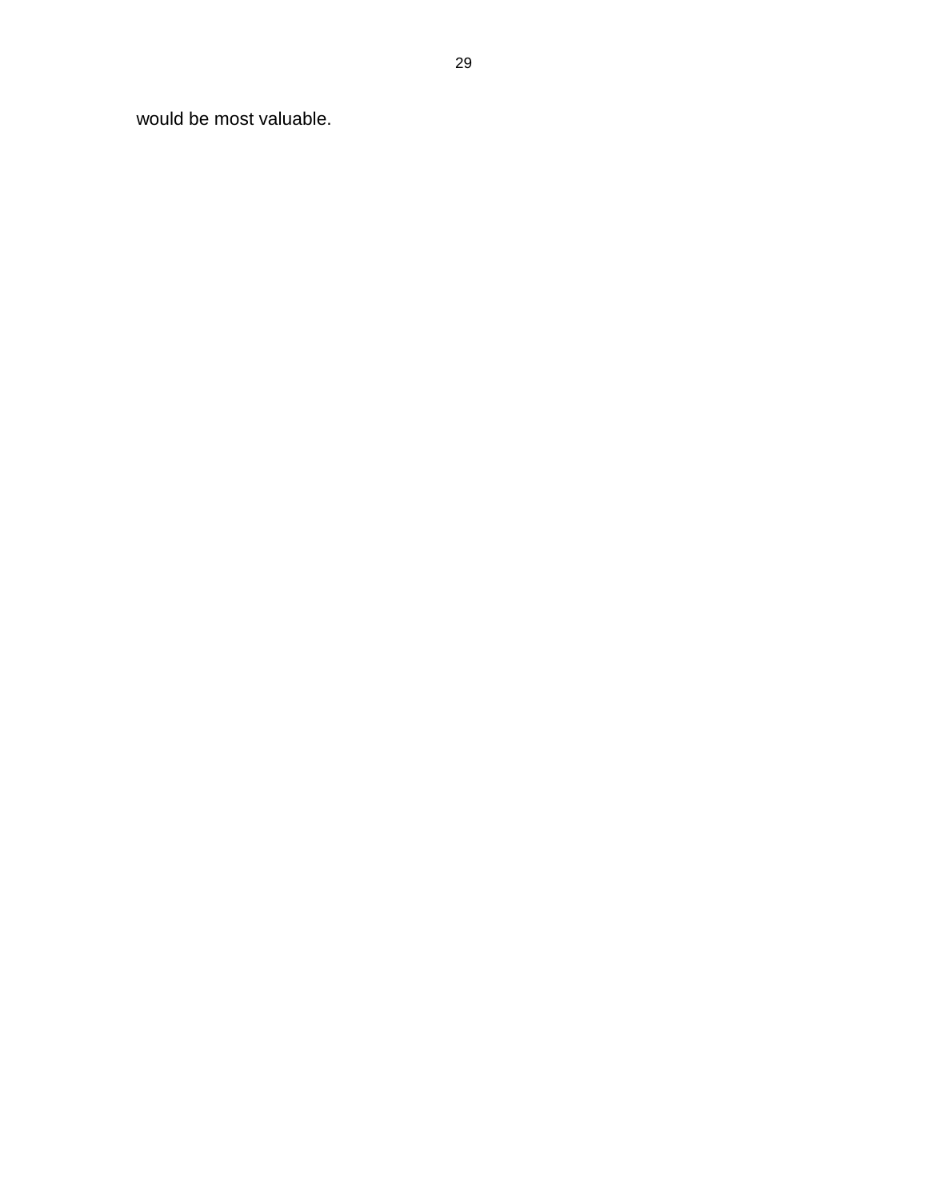would be most valuable.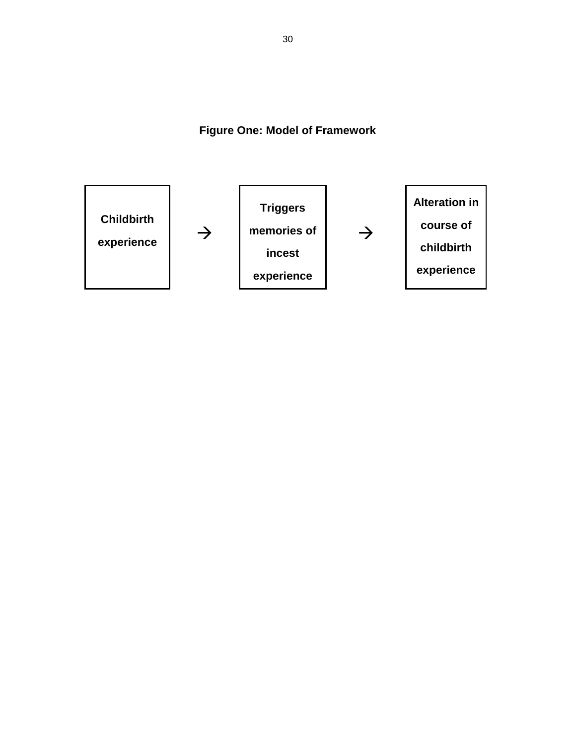**Figure One: Model of Framework**

Childbirth experience → Triggers memories of incest experience → Alteration in course of childbirth experience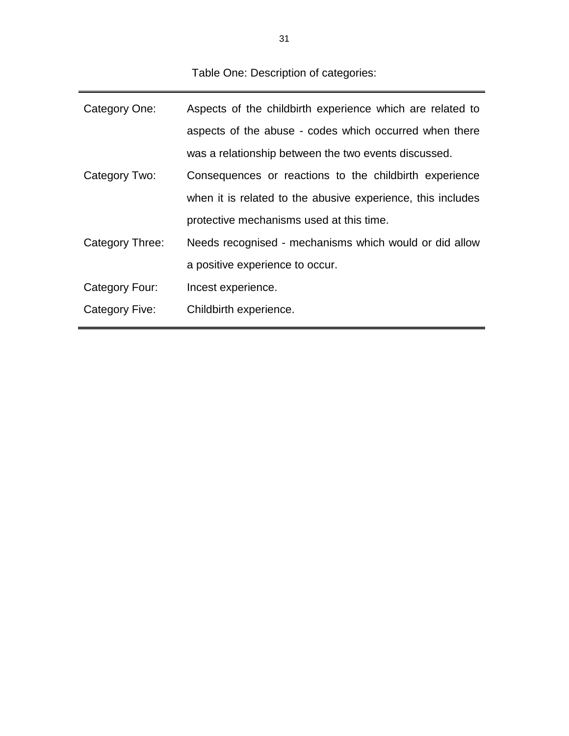Table One: Description of categories:

| | |
|---|---|
| Category One: | Aspects of the childbirth experience which are related to aspects of the abuse - codes which occurred when there was a relationship between the two events discussed. |
| Category Two: | Consequences or reactions to the childbirth experience when it is related to the abusive experience, this includes protective mechanisms used at this time. |
| Category Three: | Needs recognised - mechanisms which would or did allow a positive experience to occur. |
| Category Four: | Incest experience. |
| Category Five: | Childbirth experience. |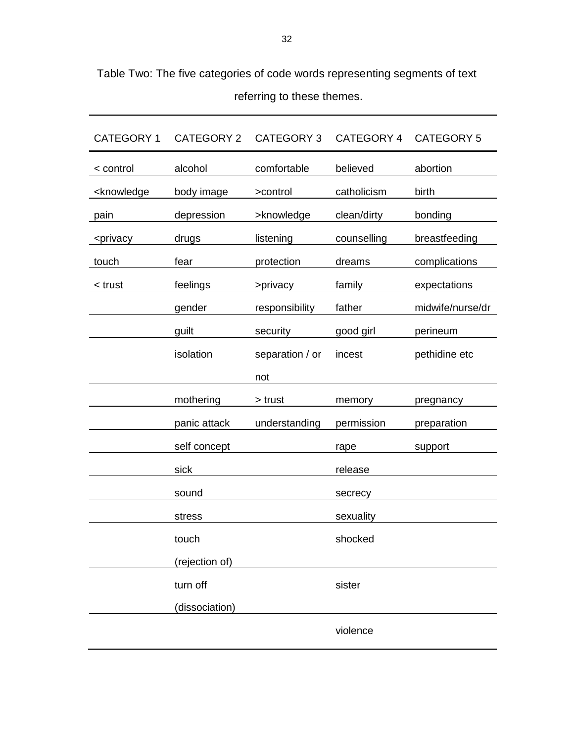Table Two: The five categories of code words representing segments of text referring to these themes.

| CATEGORY 1 | CATEGORY 2 | CATEGORY 3 | CATEGORY 4 | CATEGORY 5 |
|---|---|---|---|---|
| < control | alcohol | comfortable | believed | abortion |
| <knowledge | body image | >control | catholicism | birth |
| pain | depression | >knowledge | clean/dirty | bonding |
| <privacy | drugs | listening | counselling | breastfeeding |
| touch | fear | protection | dreams | complications |
| < trust | feelings | >privacy | family | expectations |
| | gender | responsibility | father | midwife/nurse/dr |
| | guilt | security | good girl | perineum |
| | isolation | separation / or not | incest | pethidine etc |
| | mothering | > trust | memory | pregnancy |
| | panic attack | understanding | permission | preparation |
| | self concept | | rape | support |
| | sick | | release | |
| | sound | | secrecy | |
| | stress | | sexuality | |
| | touch (rejection of) | | shocked | |
| | turn off (dissociation) | | sister | |
| | | | violence | |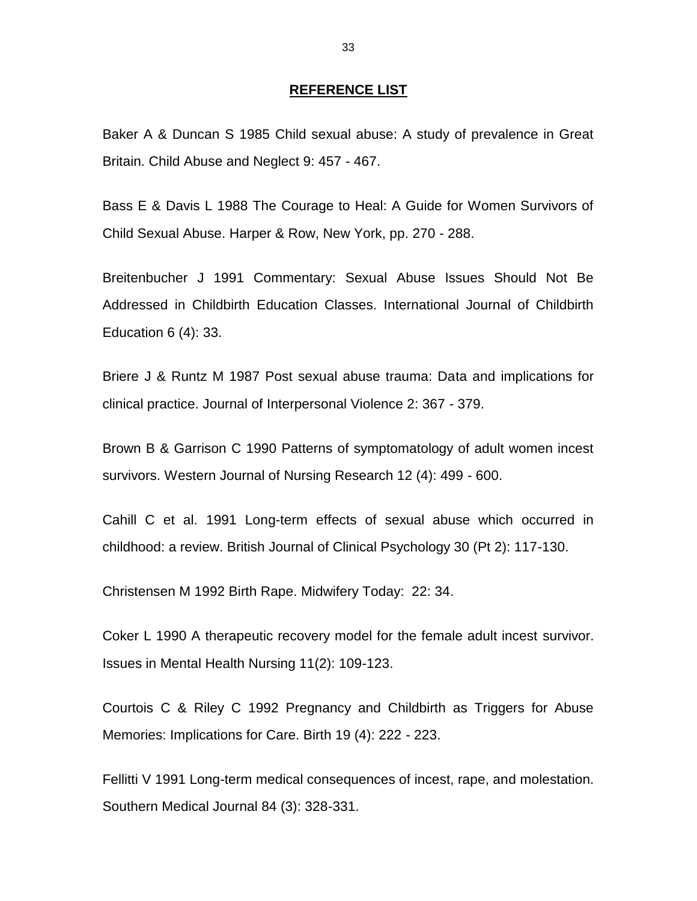## REFERENCE LIST

Baker A & Duncan S 1985 Child sexual abuse: A study of prevalence in Great Britain. Child Abuse and Neglect 9: 457 - 467.

Bass E & Davis L 1988 The Courage to Heal: A Guide for Women Survivors of Child Sexual Abuse. Harper & Row, New York, pp. 270 - 288.

Breitenbucher J 1991 Commentary: Sexual Abuse Issues Should Not Be Addressed in Childbirth Education Classes. International Journal of Childbirth Education 6 (4): 33.

Briere J & Runtz M 1987 Post sexual abuse trauma: Data and implications for clinical practice. Journal of Interpersonal Violence 2: 367 - 379.

Brown B & Garrison C 1990 Patterns of symptomatology of adult women incest survivors. Western Journal of Nursing Research 12 (4): 499 - 600.

Cahill C et al. 1991 Long-term effects of sexual abuse which occurred in childhood: a review. British Journal of Clinical Psychology 30 (Pt 2): 117-130.

Christensen M 1992 Birth Rape. Midwifery Today: 22: 34.

Coker L 1990 A therapeutic recovery model for the female adult incest survivor. Issues in Mental Health Nursing 11(2): 109-123.

Courtois C & Riley C 1992 Pregnancy and Childbirth as Triggers for Abuse Memories: Implications for Care. Birth 19 (4): 222 - 223.

Fellitti V 1991 Long-term medical consequences of incest, rape, and molestation. Southern Medical Journal 84 (3): 328-331.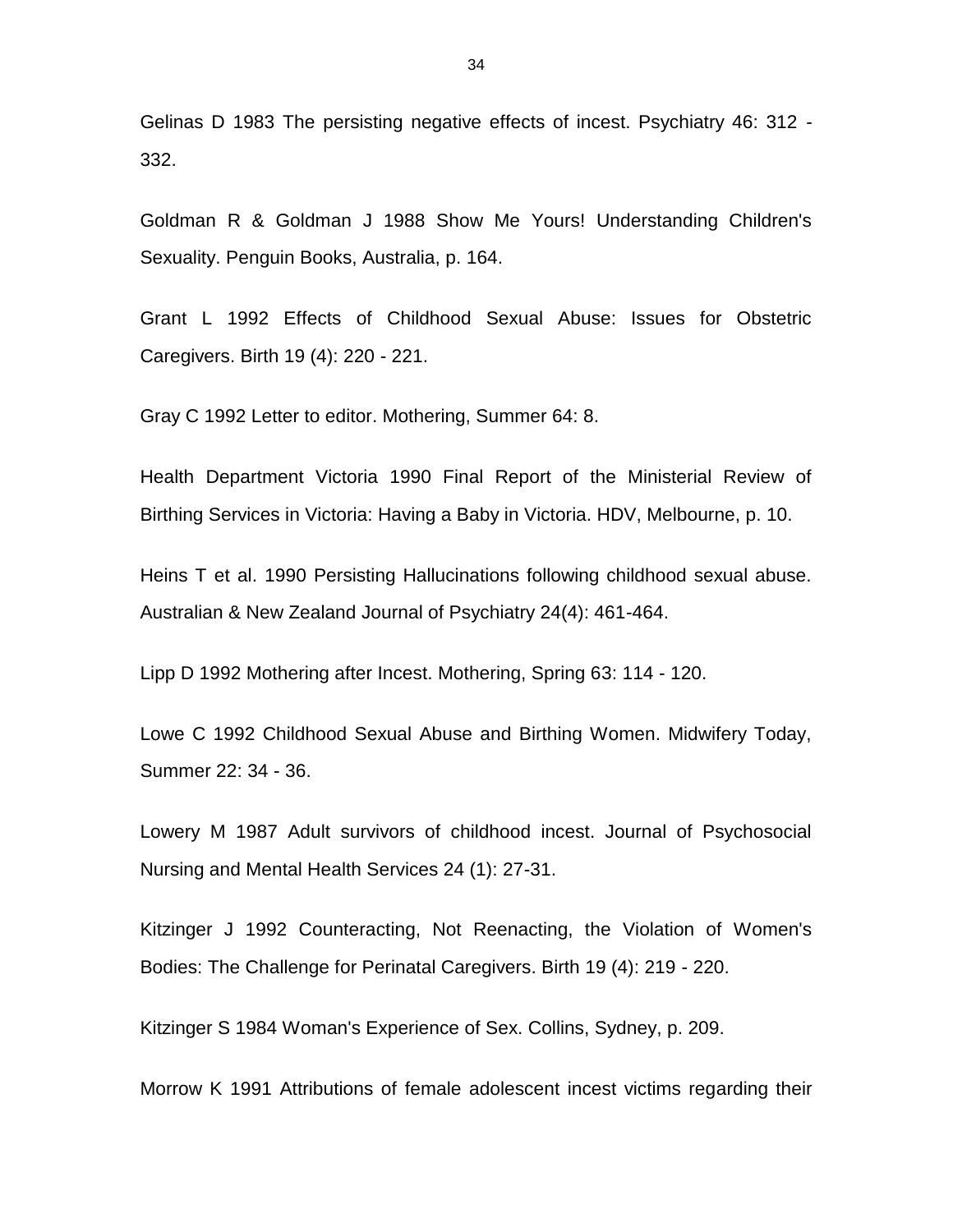Gelinas D 1983 The persisting negative effects of incest. Psychiatry 46: 312 - 332.

Goldman R & Goldman J 1988 Show Me Yours! Understanding Children's Sexuality. Penguin Books, Australia, p. 164.

Grant L 1992 Effects of Childhood Sexual Abuse: Issues for Obstetric Caregivers. Birth 19 (4): 220 - 221.

Gray C 1992 Letter to editor. Mothering, Summer 64: 8.

Health Department Victoria 1990 Final Report of the Ministerial Review of Birthing Services in Victoria: Having a Baby in Victoria. HDV, Melbourne, p. 10.

Heins T et al. 1990 Persisting Hallucinations following childhood sexual abuse. Australian & New Zealand Journal of Psychiatry 24(4): 461-464.

Lipp D 1992 Mothering after Incest. Mothering, Spring 63: 114 - 120.

Lowe C 1992 Childhood Sexual Abuse and Birthing Women. Midwifery Today, Summer 22: 34 - 36.

Lowery M 1987 Adult survivors of childhood incest. Journal of Psychosocial Nursing and Mental Health Services 24 (1): 27-31.

Kitzinger J 1992 Counteracting, Not Reenacting, the Violation of Women's Bodies: The Challenge for Perinatal Caregivers. Birth 19 (4): 219 - 220.

Kitzinger S 1984 Woman's Experience of Sex. Collins, Sydney, p. 209.

Morrow K 1991 Attributions of female adolescent incest victims regarding their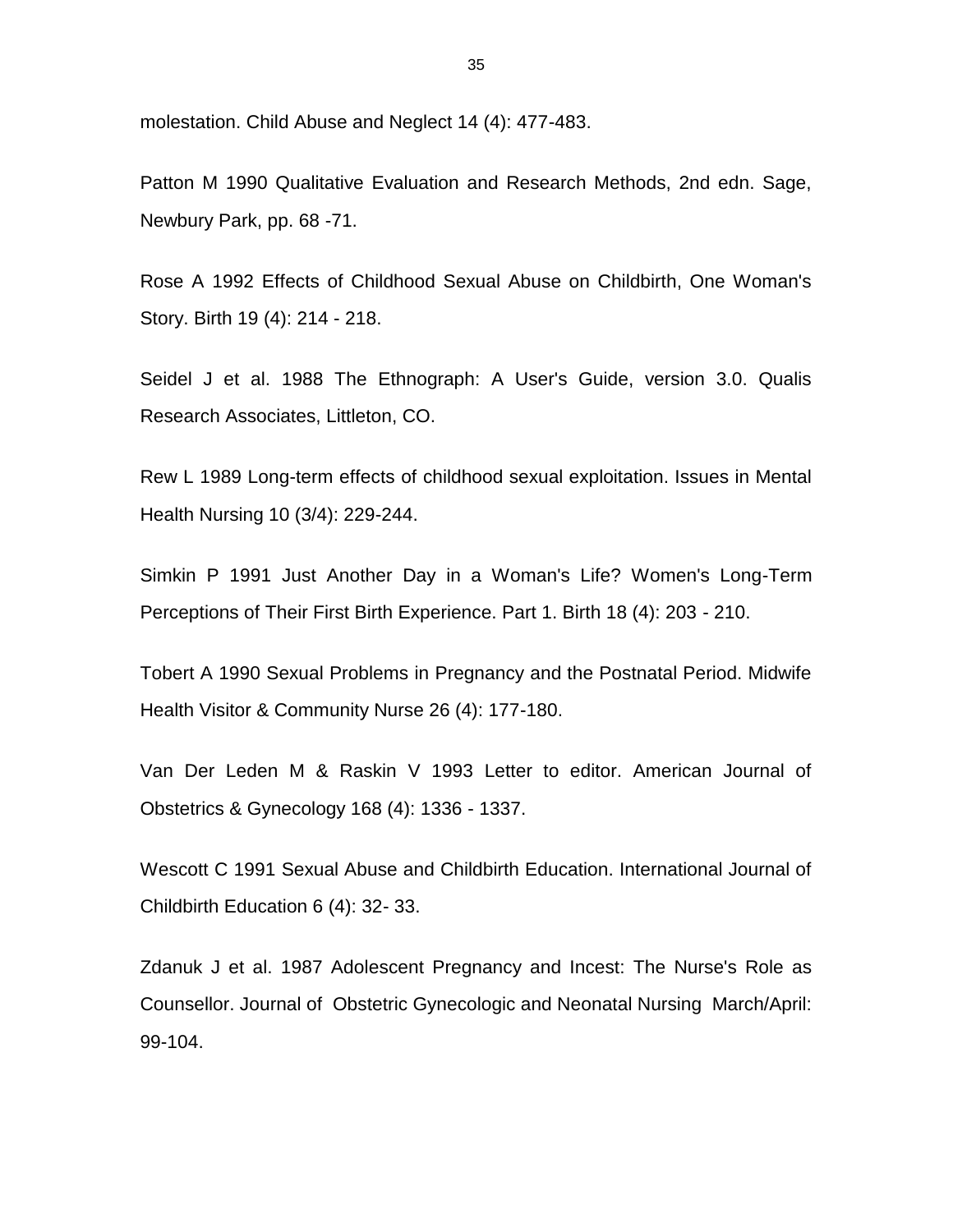molestation. Child Abuse and Neglect 14 (4): 477-483.

Patton M 1990 Qualitative Evaluation and Research Methods, 2nd edn. Sage, Newbury Park, pp. 68 -71.

Rose A 1992 Effects of Childhood Sexual Abuse on Childbirth, One Woman's Story. Birth 19 (4): 214 - 218.

Seidel J et al. 1988 The Ethnograph: A User's Guide, version 3.0. Qualis Research Associates, Littleton, CO.

Rew L 1989 Long-term effects of childhood sexual exploitation. Issues in Mental Health Nursing 10 (3/4): 229-244.

Simkin P 1991 Just Another Day in a Woman's Life? Women's Long-Term Perceptions of Their First Birth Experience. Part 1. Birth 18 (4): 203 - 210.

Tobert A 1990 Sexual Problems in Pregnancy and the Postnatal Period. Midwife Health Visitor & Community Nurse 26 (4): 177-180.

Van Der Leden M & Raskin V 1993 Letter to editor. American Journal of Obstetrics & Gynecology 168 (4): 1336 - 1337.

Wescott C 1991 Sexual Abuse and Childbirth Education. International Journal of Childbirth Education 6 (4): 32- 33.

Zdanuk J et al. 1987 Adolescent Pregnancy and Incest: The Nurse's Role as Counsellor. Journal of Obstetric Gynecologic and Neonatal Nursing March/April: 99-104.